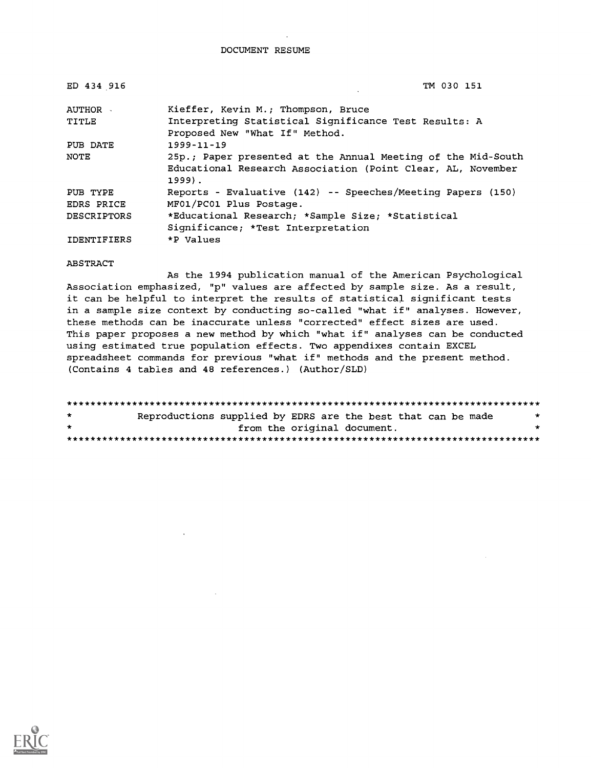DOCUMENT RESUME

| | |
|---|---|
| ED 434 916 | TM 030 151 |
| AUTHOR | Kieffer, Kevin M.; Thompson, Bruce |
| TITLE | Interpreting Statistical Significance Test Results: A Proposed New "What If" Method. |
| PUB DATE | 1999-11-19 |
| NOTE | 25p.; Paper presented at the Annual Meeting of the Mid-South Educational Research Association (Point Clear, AL, November 1999). |
| PUB TYPE | Reports - Evaluative (142) -- Speeches/Meeting Papers (150) |
| EDRS PRICE | MF01/PC01 Plus Postage. |
| DESCRIPTORS | *Educational Research; *Sample Size; *Statistical Significance; *Test Interpretation |
| IDENTIFIERS | *P Values |

ABSTRACT

As the 1994 publication manual of the American Psychological Association emphasized, "p" values are affected by sample size. As a result, it can be helpful to interpret the results of statistical significant tests in a sample size context by conducting so-called "what if" analyses. However, these methods can be inaccurate unless "corrected" effect sizes are used. This paper proposes a new method by which "what if" analyses can be conducted using estimated true population effects. Two appendixes contain EXCEL spreadsheet commands for previous "what if" methods and the present method. (Contains 4 tables and 48 references.) (Author/SLD)

********************************************************************************
* Reproductions supplied by EDRS are the best that can be made *
* from the original document. *
********************************************************************************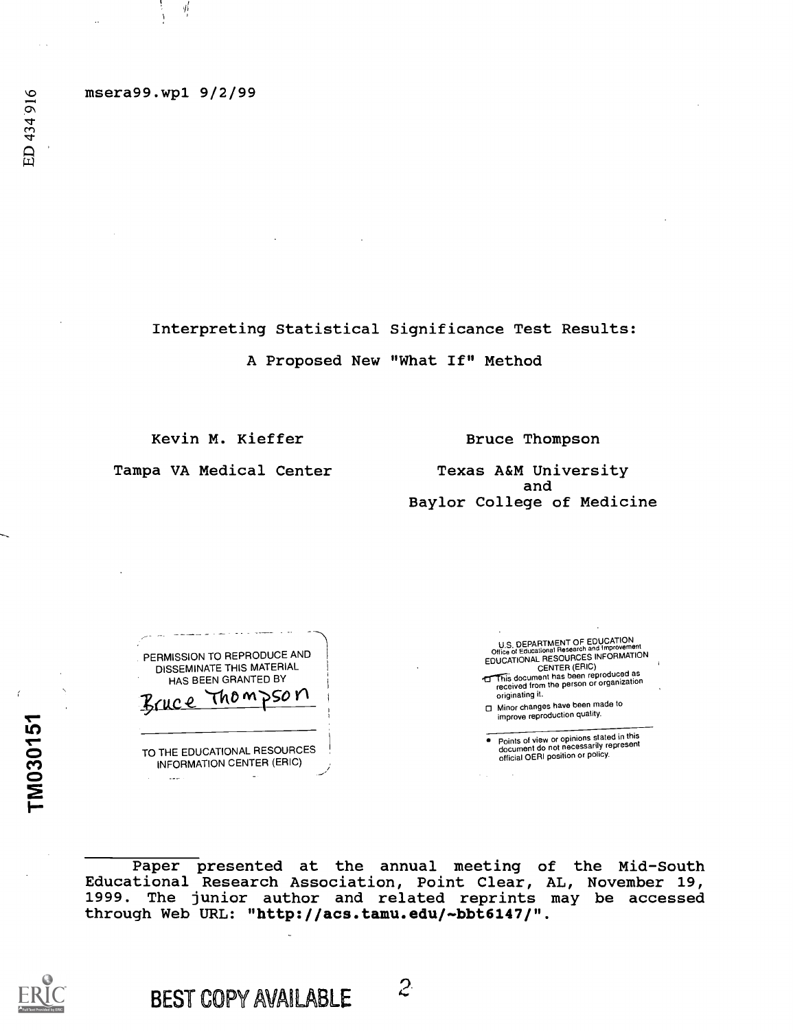msera99.wp1 9/2/99

# Interpreting Statistical Significance Test Results: A Proposed New "What If" Method

Kevin M. Kieffer
Tampa VA Medical Center

Bruce Thompson
Texas A&M University
and
Baylor College of Medicine

PERMISSION TO REPRODUCE AND DISSEMINATE THIS MATERIAL HAS BEEN GRANTED BY

Bruce Thompson

TO THE EDUCATIONAL RESOURCES INFORMATION CENTER (ERIC)

U.S. DEPARTMENT OF EDUCATION
Office of Educational Research and Improvement
EDUCATIONAL RESOURCES INFORMATION CENTER (ERIC)

- This document has been reproduced as received from the person or organization originating it.
- Minor changes have been made to improve reproduction quality.
- Points of view or opinions stated in this document do not necessarily represent official OERI position or policy.

Paper presented at the annual meeting of the Mid-South Educational Research Association, Point Clear, AL, November 19, 1999. The junior author and related reprints may be accessed through Web URL: "**http://acs.tamu.edu/~bbt6147/**".

BEST COPY AVAILABLE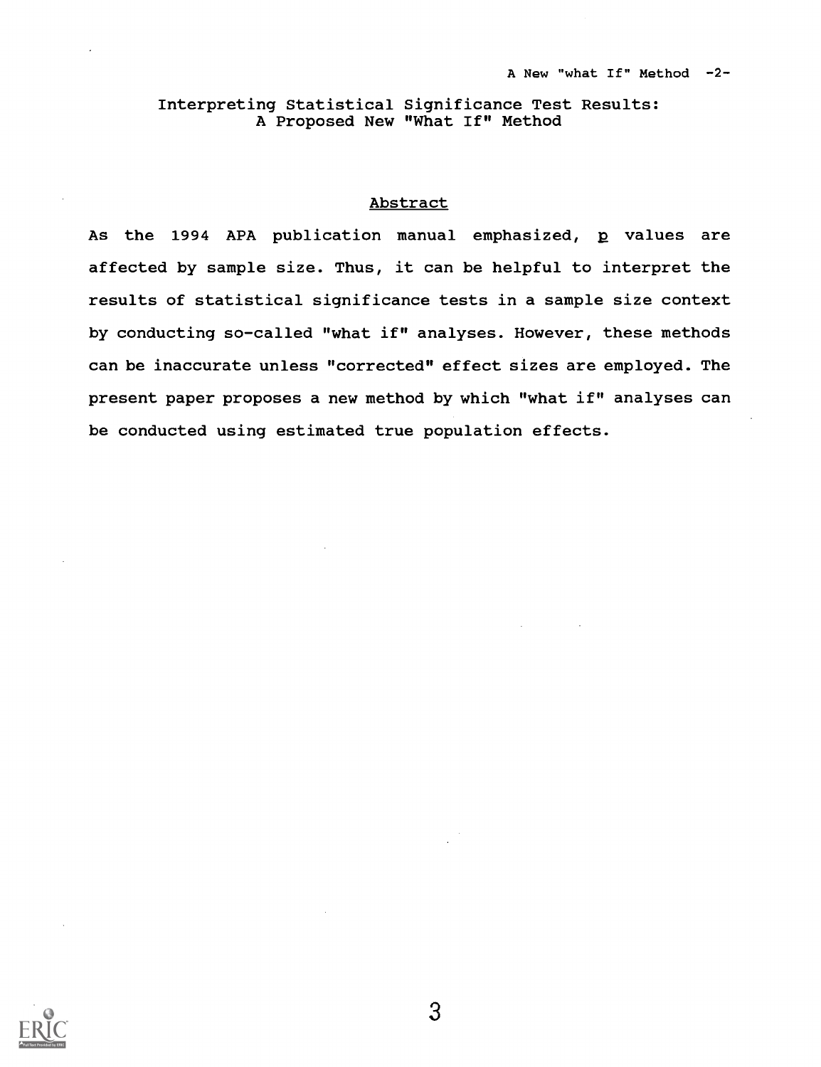Interpreting Statistical Significance Test Results:
A Proposed New "What If" Method

## Abstract

As the 1994 APA publication manual emphasized, *p* values are affected by sample size. Thus, it can be helpful to interpret the results of statistical significance tests in a sample size context by conducting so-called "what if" analyses. However, these methods can be inaccurate unless "corrected" effect sizes are employed. The present paper proposes a new method by which "what if" analyses can be conducted using estimated true population effects.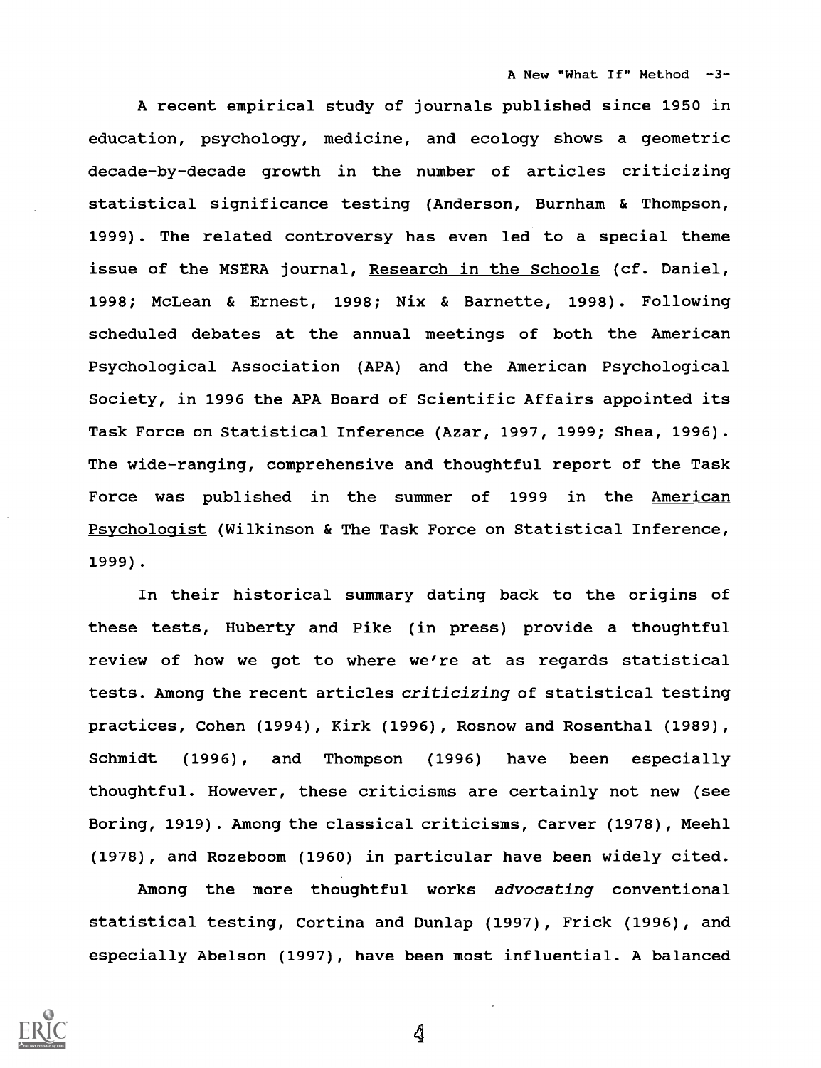A recent empirical study of journals published since 1950 in education, psychology, medicine, and ecology shows a geometric decade-by-decade growth in the number of articles criticizing statistical significance testing (Anderson, Burnham & Thompson, 1999). The related controversy has even led to a special theme issue of the MSERA journal, Research in the Schools (cf. Daniel, 1998; McLean & Ernest, 1998; Nix & Barnette, 1998). Following scheduled debates at the annual meetings of both the American Psychological Association (APA) and the American Psychological Society, in 1996 the APA Board of Scientific Affairs appointed its Task Force on Statistical Inference (Azar, 1997, 1999; Shea, 1996). The wide-ranging, comprehensive and thoughtful report of the Task Force was published in the summer of 1999 in the American Psychologist (Wilkinson & The Task Force on Statistical Inference, 1999).

In their historical summary dating back to the origins of these tests, Huberty and Pike (in press) provide a thoughtful review of how we got to where we're at as regards statistical tests. Among the recent articles *criticizing* of statistical testing practices, Cohen (1994), Kirk (1996), Rosnow and Rosenthal (1989), Schmidt (1996), and Thompson (1996) have been especially thoughtful. However, these criticisms are certainly not new (see Boring, 1919). Among the classical criticisms, Carver (1978), Meehl (1978), and Rozeboom (1960) in particular have been widely cited.

Among the more thoughtful works *advocating* conventional statistical testing, Cortina and Dunlap (1997), Frick (1996), and especially Abelson (1997), have been most influential. A balanced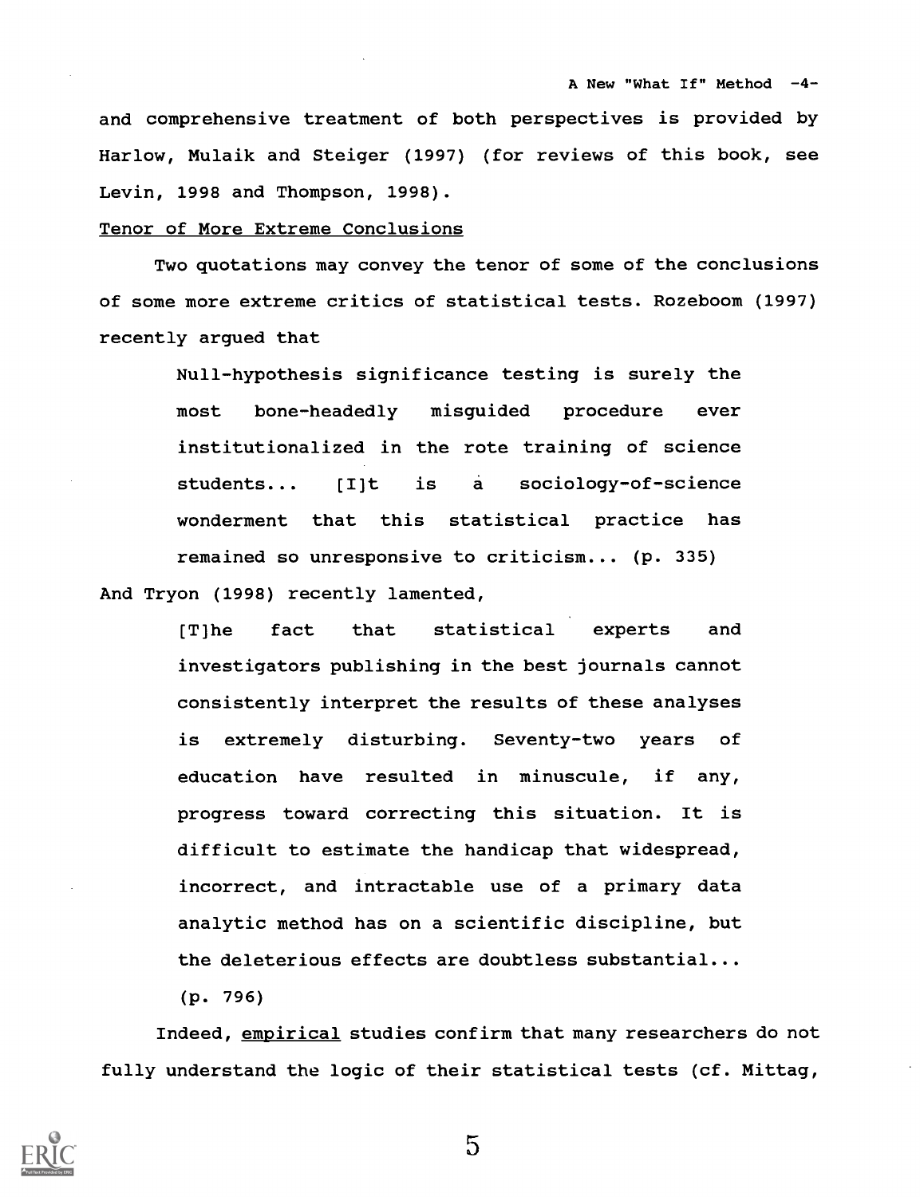and comprehensive treatment of both perspectives is provided by Harlow, Mulaik and Steiger (1997) (for reviews of this book, see Levin, 1998 and Thompson, 1998).

Tenor of More Extreme Conclusions

Two quotations may convey the tenor of some of the conclusions of some more extreme critics of statistical tests. Rozeboom (1997) recently argued that

> Null-hypothesis significance testing is surely the most bone-headedly misguided procedure ever institutionalized in the rote training of science students... [I]t is a sociology-of-science wonderment that this statistical practice has remained so unresponsive to criticism... (p. 335)

And Tryon (1998) recently lamented,

> [T]he fact that statistical experts and investigators publishing in the best journals cannot consistently interpret the results of these analyses is extremely disturbing. Seventy-two years of education have resulted in minuscule, if any, progress toward correcting this situation. It is difficult to estimate the handicap that widespread, incorrect, and intractable use of a primary data analytic method has on a scientific discipline, but the deleterious effects are doubtless substantial... (p. 796)

Indeed, empirical studies confirm that many researchers do not fully understand the logic of their statistical tests (cf. Mittag,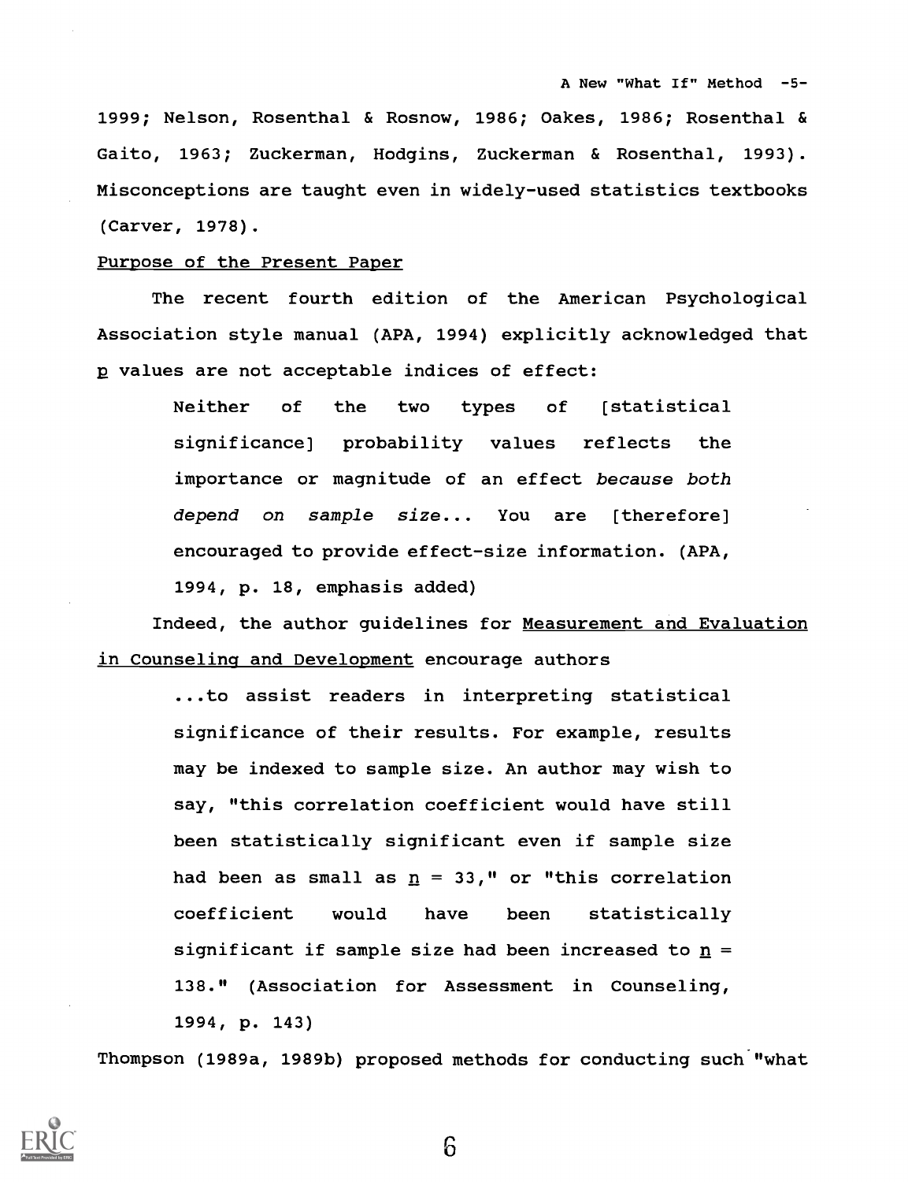1999; Nelson, Rosenthal & Rosnow, 1986; Oakes, 1986; Rosenthal & Gaito, 1963; Zuckerman, Hodgins, Zuckerman & Rosenthal, 1993). Misconceptions are taught even in widely-used statistics textbooks (Carver, 1978).

## Purpose of the Present Paper

The recent fourth edition of the American Psychological Association style manual (APA, 1994) explicitly acknowledged that *p* values are not acceptable indices of effect:

> Neither of the two types of [statistical significance] probability values reflects the importance or magnitude of an effect *because both depend on sample size*... You are [therefore] encouraged to provide effect-size information. (APA, 1994, p. 18, emphasis added)

Indeed, the author guidelines for Measurement and Evaluation in Counseling and Development encourage authors

> ...to assist readers in interpreting statistical significance of their results. For example, results may be indexed to sample size. An author may wish to say, "this correlation coefficient would have still been statistically significant even if sample size had been as small as *n* = 33," or "this correlation coefficient would have been statistically significant if sample size had been increased to *n* = 138." (Association for Assessment in Counseling, 1994, p. 143)

Thompson (1989a, 1989b) proposed methods for conducting such "what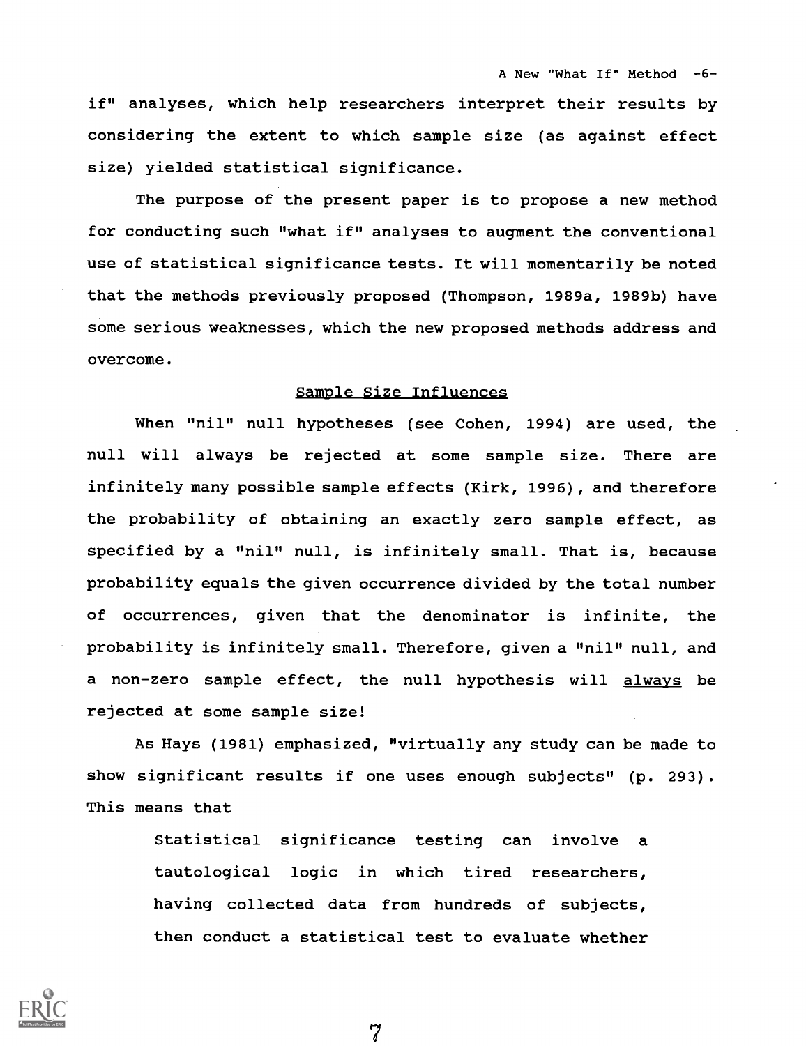if" analyses, which help researchers interpret their results by considering the extent to which sample size (as against effect size) yielded statistical significance.

The purpose of the present paper is to propose a new method for conducting such "what if" analyses to augment the conventional use of statistical significance tests. It will momentarily be noted that the methods previously proposed (Thompson, 1989a, 1989b) have some serious weaknesses, which the new proposed methods address and overcome.

## Sample Size Influences

When "nil" null hypotheses (see Cohen, 1994) are used, the null will always be rejected at some sample size. There are infinitely many possible sample effects (Kirk, 1996), and therefore the probability of obtaining an exactly zero sample effect, as specified by a "nil" null, is infinitely small. That is, because probability equals the given occurrence divided by the total number of occurrences, given that the denominator is infinite, the probability is infinitely small. Therefore, given a "nil" null, and a non-zero sample effect, the null hypothesis will _always_ be rejected at some sample size!

As Hays (1981) emphasized, "virtually any study can be made to show significant results if one uses enough subjects" (p. 293). This means that

> Statistical significance testing can involve a tautological logic in which tired researchers, having collected data from hundreds of subjects, then conduct a statistical test to evaluate whether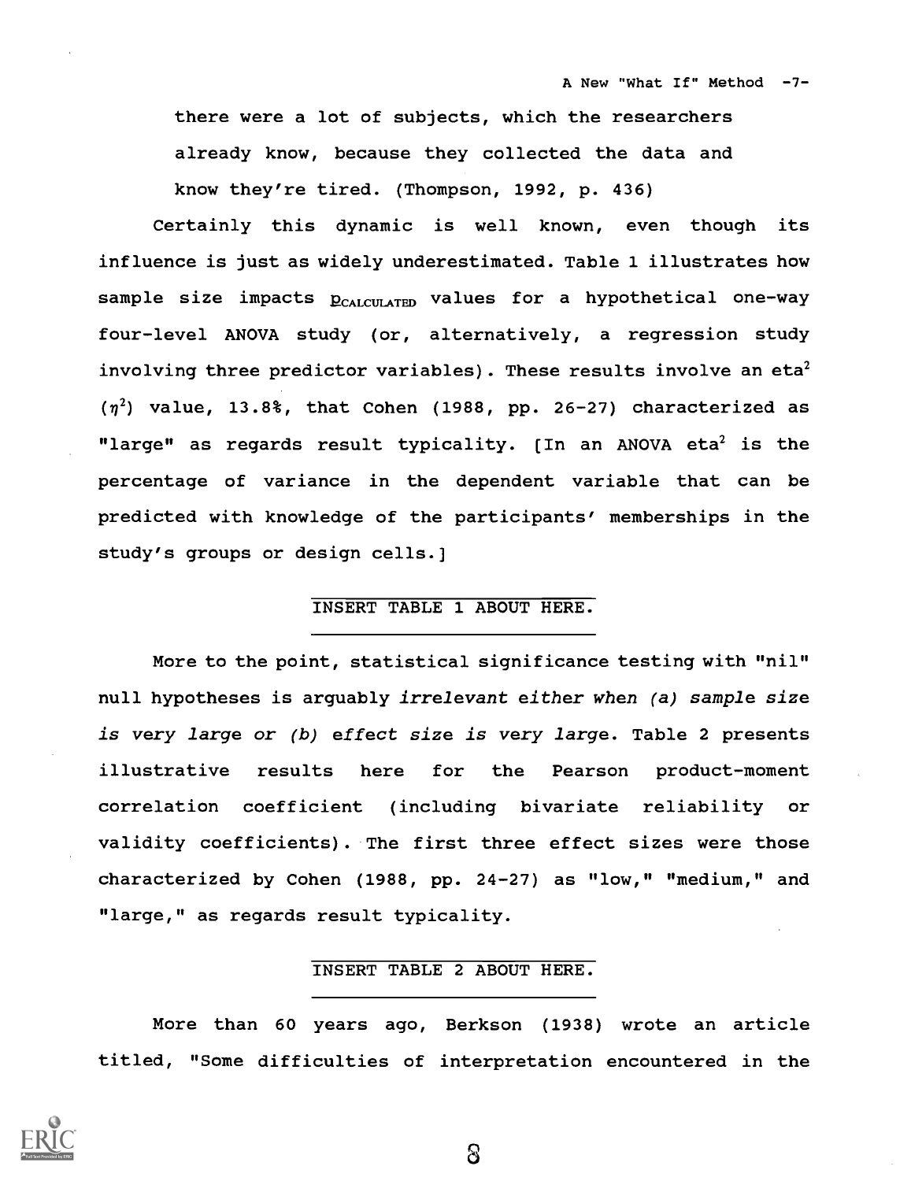there were a lot of subjects, which the researchers already know, because they collected the data and know they're tired. (Thompson, 1992, p. 436)

Certainly this dynamic is well known, even though its influence is just as widely underestimated. Table 1 illustrates how sample size impacts $p_{CALCULATED}$ values for a hypothetical one-way four-level ANOVA study (or, alternatively, a regression study involving three predictor variables). These results involve an eta$^2$ ($\eta^2$) value, 13.8%, that Cohen (1988, pp. 26-27) characterized as "large" as regards result typicality. [In an ANOVA eta$^2$ is the percentage of variance in the dependent variable that can be predicted with knowledge of the participants' memberships in the study's groups or design cells.]

INSERT TABLE 1 ABOUT HERE.

More to the point, statistical significance testing with "nil" null hypotheses is arguably *irrelevant either when (a) sample size is very large or (b) effect size is very large*. Table 2 presents illustrative results here for the Pearson product-moment correlation coefficient (including bivariate reliability or validity coefficients). The first three effect sizes were those characterized by Cohen (1988, pp. 24-27) as "low," "medium," and "large," as regards result typicality.

INSERT TABLE 2 ABOUT HERE.

More than 60 years ago, Berkson (1938) wrote an article titled, "Some difficulties of interpretation encountered in the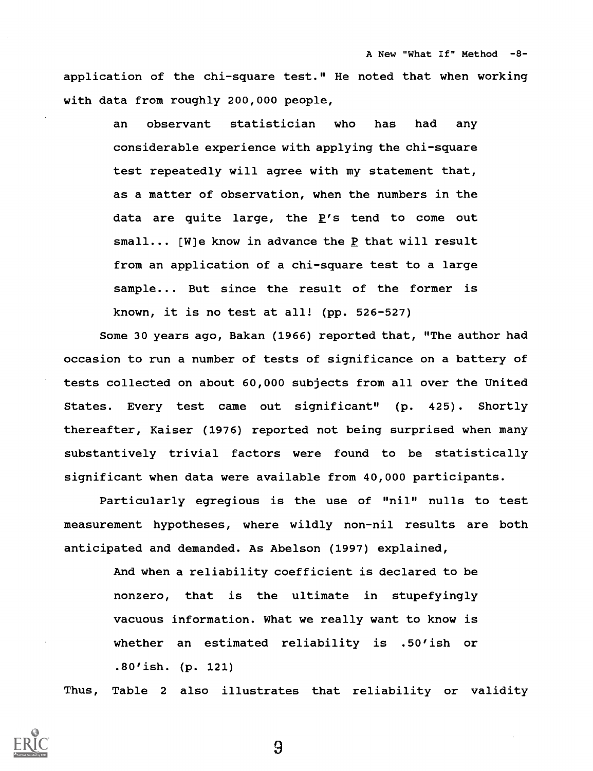application of the chi-square test." He noted that when working with data from roughly 200,000 people,

> an observant statistician who has had any considerable experience with applying the chi-square test repeatedly will agree with my statement that, as a matter of observation, when the numbers in the data are quite large, the *P*'s tend to come out small... [W]e know in advance the *P* that will result from an application of a chi-square test to a large sample... But since the result of the former is known, it is no test at all! (pp. 526-527)

Some 30 years ago, Bakan (1966) reported that, "The author had occasion to run a number of tests of significance on a battery of tests collected on about 60,000 subjects from all over the United States. Every test came out significant" (p. 425). Shortly thereafter, Kaiser (1976) reported not being surprised when many substantively trivial factors were found to be statistically significant when data were available from 40,000 participants.

Particularly egregious is the use of "nil" nulls to test measurement hypotheses, where wildly non-nil results are both anticipated and demanded. As Abelson (1997) explained,

> And when a reliability coefficient is declared to be nonzero, that is the ultimate in stupefyingly vacuous information. What we really want to know is whether an estimated reliability is .50'ish or .80'ish. (p. 121)

Thus, Table 2 also illustrates that reliability or validity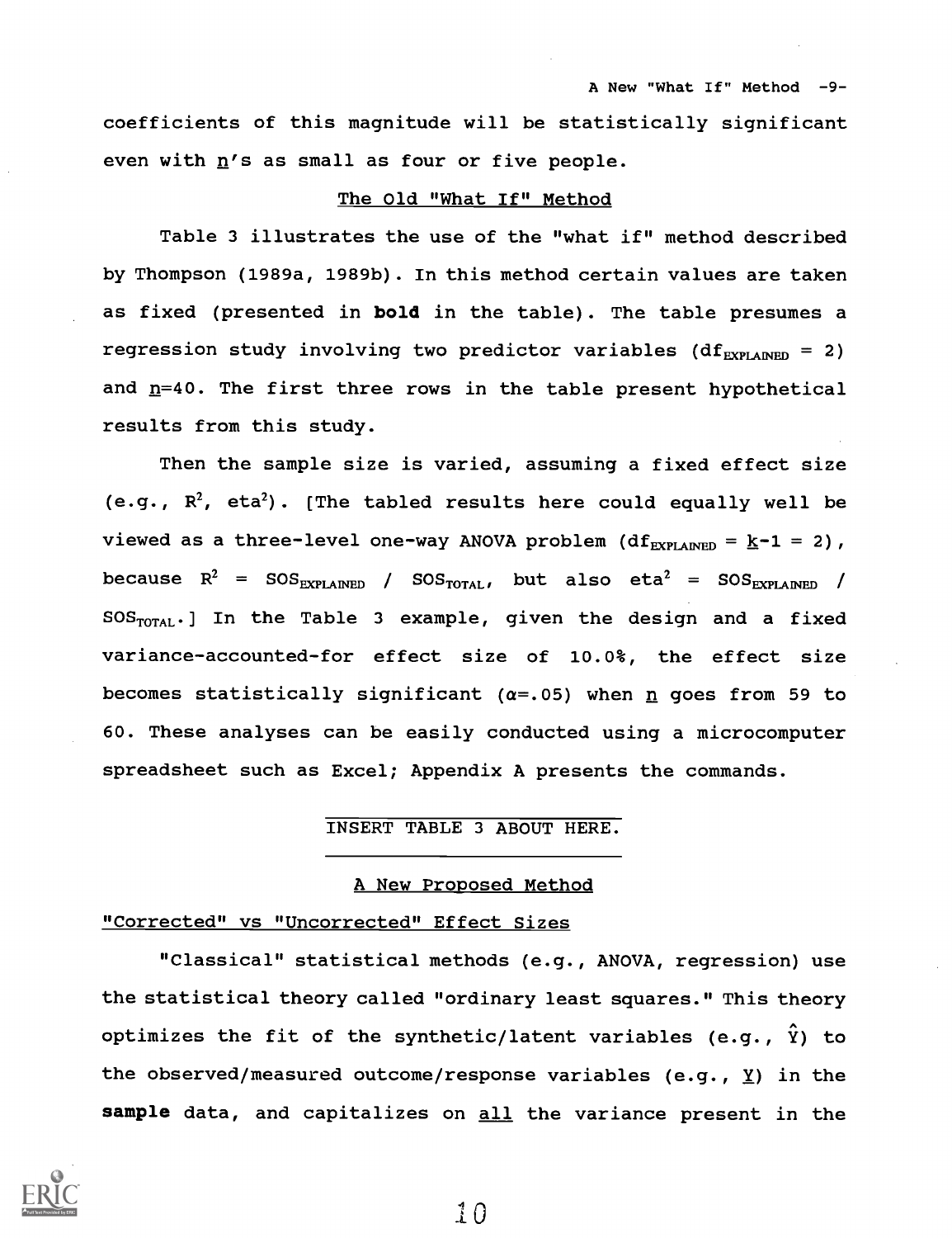coefficients of this magnitude will be statistically significant even with _n_'s as small as four or five people.

## The Old "What If" Method

Table 3 illustrates the use of the "what if" method described by Thompson (1989a, 1989b). In this method certain values are taken as fixed (presented in **bold** in the table). The table presumes a regression study involving two predictor variables ($df_{EXPLAINED} = 2$) and _n_=40. The first three rows in the table present hypothetical results from this study.

Then the sample size is varied, assuming a fixed effect size (e.g., $R^2$, $eta^2$). [The tabled results here could equally well be viewed as a three-level one-way ANOVA problem ($df_{EXPLAINED} = k-1 = 2$), because $R^2 = SOS_{EXPLAINED} / SOS_{TOTAL}$, but also $eta^2 = SOS_{EXPLAINED} / SOS_{TOTAL}$.] In the Table 3 example, given the design and a fixed variance-accounted-for effect size of 10.0%, the effect size becomes statistically significant ($\alpha$=.05) when _n_ goes from 59 to 60. These analyses can be easily conducted using a microcomputer spreadsheet such as Excel; Appendix A presents the commands.

INSERT TABLE 3 ABOUT HERE.

## A New Proposed Method

### "Corrected" vs "Uncorrected" Effect Sizes

"Classical" statistical methods (e.g., ANOVA, regression) use the statistical theory called "ordinary least squares." This theory optimizes the fit of the synthetic/latent variables (e.g., $\hat{Y}$) to the observed/measured outcome/response variables (e.g., _Y_) in the **sample** data, and capitalizes on _all_ the variance present in the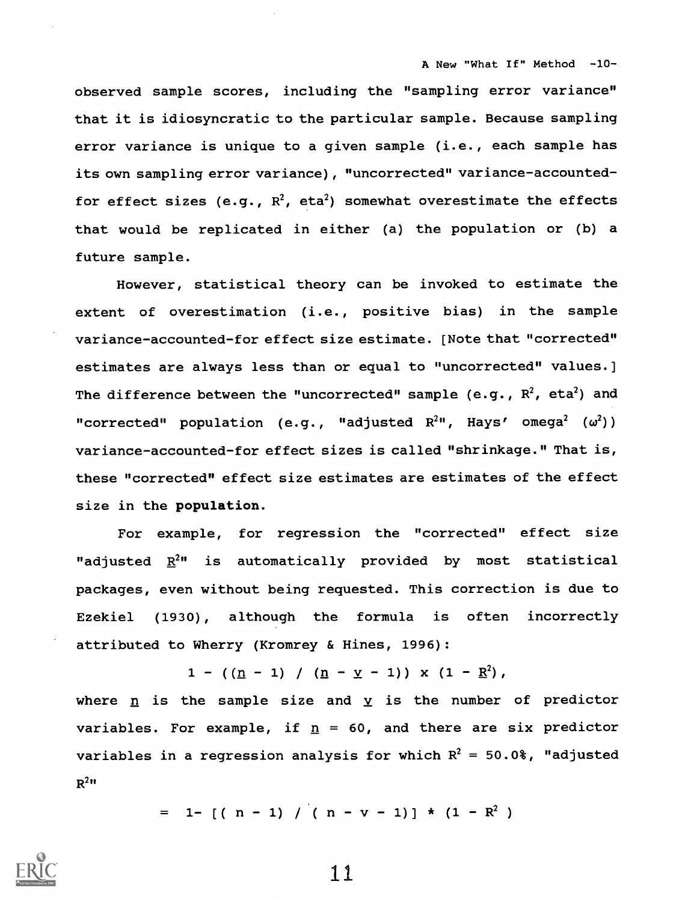observed sample scores, including the "sampling error variance" that it is idiosyncratic to the particular sample. Because sampling error variance is unique to a given sample (i.e., each sample has its own sampling error variance), "uncorrected" variance-accounted-for effect sizes (e.g., $R^2$, eta$^2$) somewhat overestimate the effects that would be replicated in either (a) the population or (b) a future sample.

However, statistical theory can be invoked to estimate the extent of overestimation (i.e., positive bias) in the sample variance-accounted-for effect size estimate. [Note that "corrected" estimates are always less than or equal to "uncorrected" values.] The difference between the "uncorrected" sample (e.g., $R^2$, eta$^2$) and "corrected" population (e.g., "adjusted $R^2$", Hays' omega$^2$ ($\omega^2$)) variance-accounted-for effect sizes is called "shrinkage." That is, these "corrected" effect size estimates are estimates of the effect size in the **population**.

For example, for regression the "corrected" effect size "adjusted $R^2$" is automatically provided by most statistical packages, even without being requested. This correction is due to Ezekiel (1930), although the formula is often incorrectly attributed to Wherry (Kromrey & Hines, 1996):

$$1 - ((n - 1) / (n - v - 1)) \times (1 - R^2),$$

where $n$ is the sample size and $v$ is the number of predictor variables. For example, if $n = 60$, and there are six predictor variables in a regression analysis for which $R^2 = 50.0\%$, "adjusted $R^2$"

$$= 1 - [(n - 1) / (n - v - 1)] * (1 - R^2)$$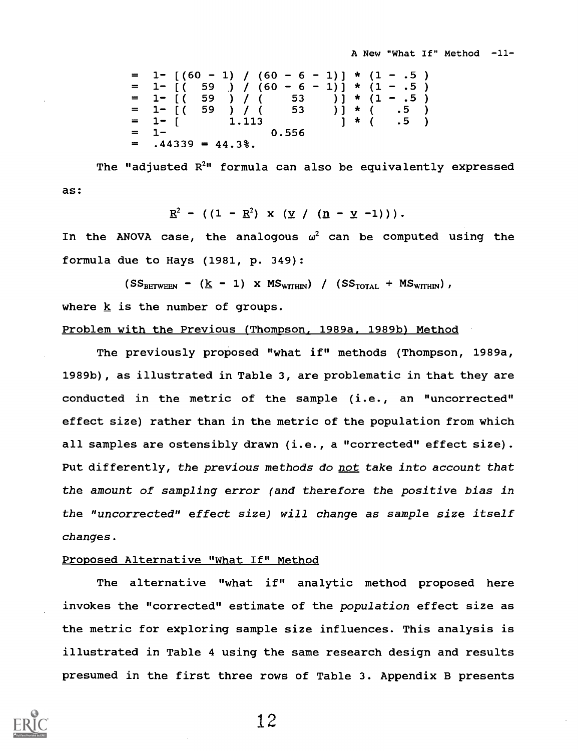```
= 1- [(60 - 1) / (60 - 6 - 1)] * (1 - .5 )
= 1- [(  59  ) / (60 - 6 - 1)] * (1 - .5 )
= 1- [(  59  ) / (    53    )] * (1 - .5 )
= 1- [(  59  ) / (    53    )] * (    .5 )
= 1- [        1.113          ] * (    .5 )
= 1-                0.556
= .44339 = 44.3%.
```

The "adjusted $R^2$" formula can also be equivalently expressed as:

$$R^2 - ((1 - R^2) \times (v / (n - v - 1))).$$

In the ANOVA case, the analogous $\omega^2$ can be computed using the formula due to Hays (1981, p. 349):

$$(SS_{BETWEEN} - (k - 1) \times MS_{WITHIN}) / (SS_{TOTAL} + MS_{WITHIN}),$$

where $k$ is the number of groups.

Problem with the Previous (Thompson, 1989a, 1989b) Method

The previously proposed "what if" methods (Thompson, 1989a, 1989b), as illustrated in Table 3, are problematic in that they are conducted in the metric of the sample (i.e., an "uncorrected" effect size) rather than in the metric of the population from which all samples are ostensibly drawn (i.e., a "corrected" effect size). Put differently, *the previous methods do not take into account that the amount of sampling error (and therefore the positive bias in the "uncorrected" effect size) will change as sample size itself changes.*

Proposed Alternative "What If" Method

The alternative "what if" analytic method proposed here invokes the "corrected" estimate of the *population* effect size as the metric for exploring sample size influences. This analysis is illustrated in Table 4 using the same research design and results presumed in the first three rows of Table 3. Appendix B presents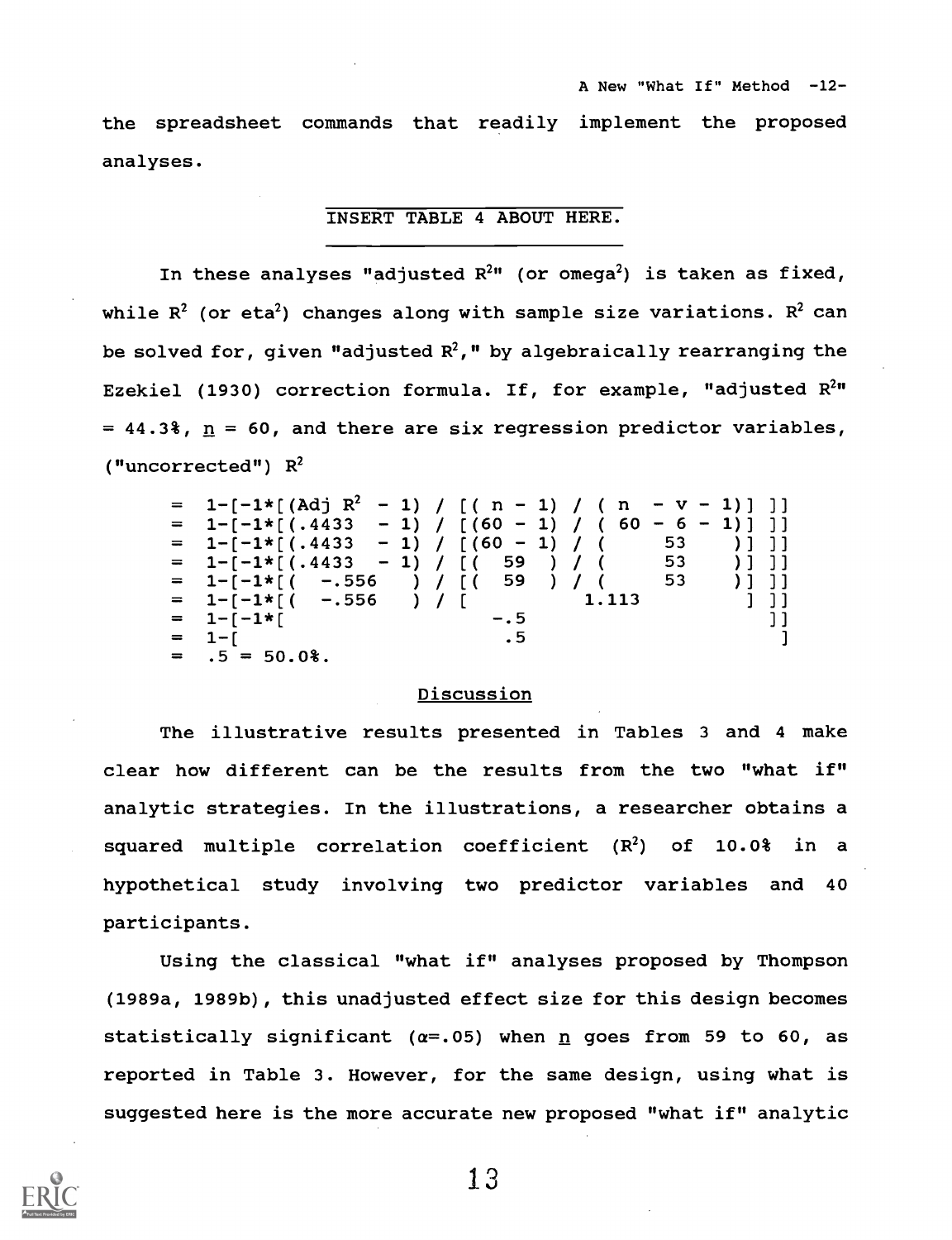the spreadsheet commands that readily implement the proposed analyses.

INSERT TABLE 4 ABOUT HERE.

In these analyses "adjusted $R^2$" (or omega$^2$) is taken as fixed, while $R^2$ (or eta$^2$) changes along with sample size variations. $R^2$ can be solved for, given "adjusted $R^2$," by algebraically rearranging the Ezekiel (1930) correction formula. If, for example, "adjusted $R^2$" = 44.3%, $n$ = 60, and there are six regression predictor variables, ("uncorrected") $R^2$

```
=  1-[-1*[(Adj R²  - 1) / [( n - 1) / ( n   - v - 1)] ]]
=  1-[-1*[(.4433   - 1) / [(60 - 1) / ( 60 - 6 - 1)] ]]
=  1-[-1*[(.4433   - 1) / [(60 - 1) / (     53    )] ]]
=  1-[-1*[(.4433   - 1) / [(  59  ) / (     53    )] ]]
=  1-[-1*[(  -.556    ) / [(  59  ) / (     53    )] ]]
=  1-[-1*[(  -.556    ) / [         1.113          ] ]]
=  1-[-1*[                -.5                        ]]
=  1-[                     .5                         ]
=  .5 = 50.0%.
```

## Discussion

The illustrative results presented in Tables 3 and 4 make clear how different can be the results from the two "what if" analytic strategies. In the illustrations, a researcher obtains a squared multiple correlation coefficient ($R^2$) of 10.0% in a hypothetical study involving two predictor variables and 40 participants.

Using the classical "what if" analyses proposed by Thompson (1989a, 1989b), this unadjusted effect size for this design becomes statistically significant ($\alpha$=.05) when $n$ goes from 59 to 60, as reported in Table 3. However, for the same design, using what is suggested here is the more accurate new proposed "what if" analytic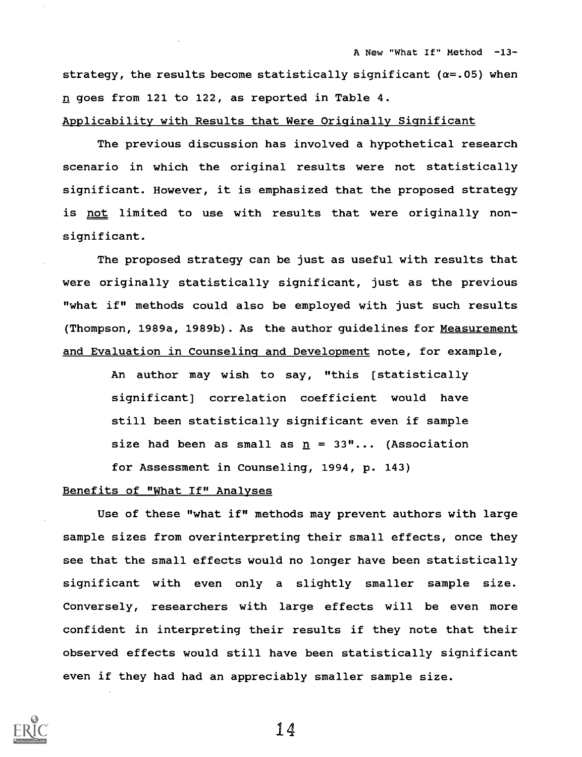strategy, the results become statistically significant ($\alpha$=.05) when *n* goes from 121 to 122, as reported in Table 4.

### Applicability with Results that Were Originally Significant

The previous discussion has involved a hypothetical research scenario in which the original results were not statistically significant. However, it is emphasized that the proposed strategy is *not* limited to use with results that were originally non-significant.

The proposed strategy can be just as useful with results that were originally statistically significant, just as the previous "what if" methods could also be employed with just such results (Thompson, 1989a, 1989b). As the author guidelines for *Measurement and Evaluation in Counseling and Development* note, for example,

> An author may wish to say, "this [statistically significant] correlation coefficient would have still been statistically significant even if sample size had been as small as *n* = 33"... (Association for Assessment in Counseling, 1994, p. 143)

### Benefits of "What If" Analyses

Use of these "what if" methods may prevent authors with large sample sizes from overinterpreting their small effects, once they see that the small effects would no longer have been statistically significant with even only a slightly smaller sample size. Conversely, researchers with large effects will be even more confident in interpreting their results if they note that their observed effects would still have been statistically significant even if they had had an appreciably smaller sample size.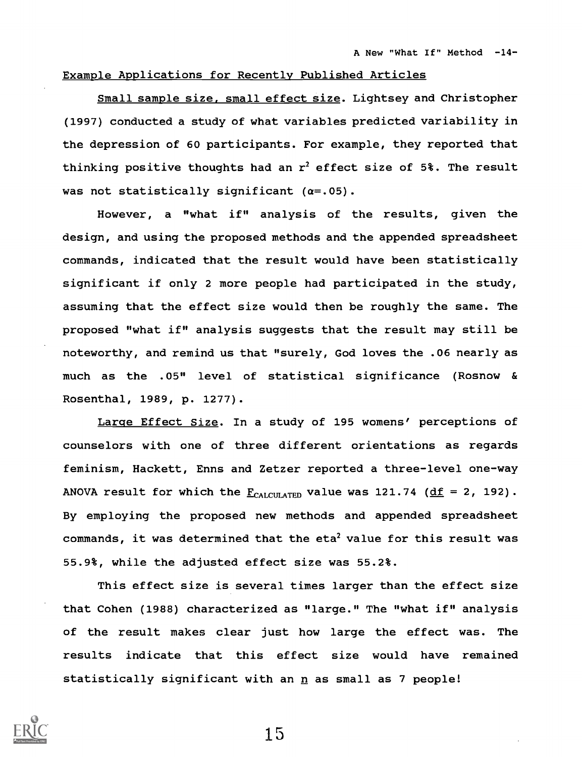## Example Applications for Recently Published Articles

Small sample size, small effect size. Lightsey and Christopher (1997) conducted a study of what variables predicted variability in the depression of 60 participants. For example, they reported that thinking positive thoughts had an $r^2$ effect size of 5%. The result was not statistically significant ($\alpha$=.05).

However, a "what if" analysis of the results, given the design, and using the proposed methods and the appended spreadsheet commands, indicated that the result would have been statistically significant if only 2 more people had participated in the study, assuming that the effect size would then be roughly the same. The proposed "what if" analysis suggests that the result may still be noteworthy, and remind us that "surely, God loves the .06 nearly as much as the .05" level of statistical significance (Rosnow & Rosenthal, 1989, p. 1277).

Large Effect Size. In a study of 195 womens' perceptions of counselors with one of three different orientations as regards feminism, Hackett, Enns and Zetzer reported a three-level one-way ANOVA result for which the $F_{CALCULATED}$ value was 121.74 (df = 2, 192). By employing the proposed new methods and appended spreadsheet commands, it was determined that the eta$^2$ value for this result was 55.9%, while the adjusted effect size was 55.2%.

This effect size is several times larger than the effect size that Cohen (1988) characterized as "large." The "what if" analysis of the result makes clear just how large the effect was. The results indicate that this effect size would have remained statistically significant with an n as small as 7 people!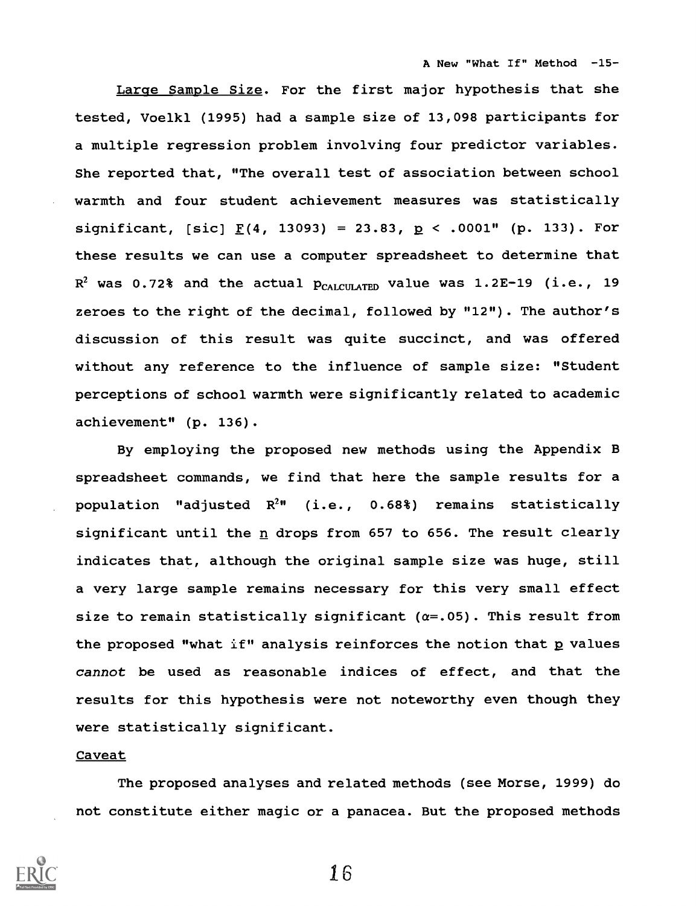Large Sample Size. For the first major hypothesis that she tested, Voelkl (1995) had a sample size of 13,098 participants for a multiple regression problem involving four predictor variables. She reported that, "The overall test of association between school warmth and four student achievement measures was statistically significant, [sic] $F(4, 13093) = 23.83$, $p < .0001$" (p. 133). For these results we can use a computer spreadsheet to determine that $R^2$ was 0.72% and the actual $p_{CALCULATED}$ value was 1.2E-19 (i.e., 19 zeroes to the right of the decimal, followed by "12"). The author's discussion of this result was quite succinct, and was offered without any reference to the influence of sample size: "Student perceptions of school warmth were significantly related to academic achievement" (p. 136).

By employing the proposed new methods using the Appendix B spreadsheet commands, we find that here the sample results for a population "adjusted $R^2$" (i.e., 0.68%) remains statistically significant until the $n$ drops from 657 to 656. The result clearly indicates that, although the original sample size was huge, still a very large sample remains necessary for this very small effect size to remain statistically significant ($\alpha$=.05). This result from the proposed "what if" analysis reinforces the notion that $p$ values *cannot* be used as reasonable indices of effect, and that the results for this hypothesis were not noteworthy even though they were statistically significant.

## Caveat

The proposed analyses and related methods (see Morse, 1999) do not constitute either magic or a panacea. But the proposed methods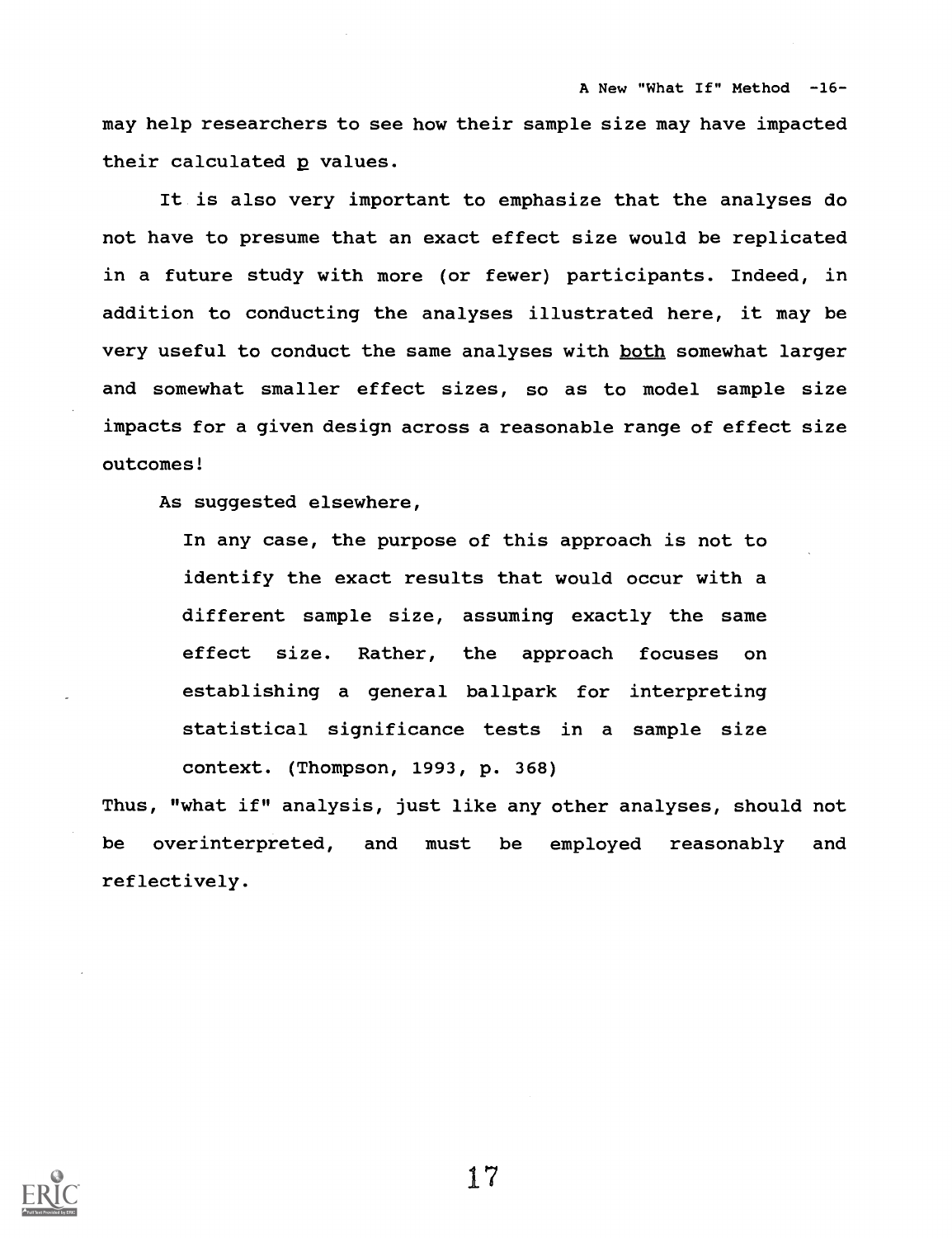may help researchers to see how their sample size may have impacted their calculated *p* values.

It is also very important to emphasize that the analyses do not have to presume that an exact effect size would be replicated in a future study with more (or fewer) participants. Indeed, in addition to conducting the analyses illustrated here, it may be very useful to conduct the same analyses with <u>both</u> somewhat larger and somewhat smaller effect sizes, so as to model sample size impacts for a given design across a reasonable range of effect size outcomes!

As suggested elsewhere,

> In any case, the purpose of this approach is not to identify the exact results that would occur with a different sample size, assuming exactly the same effect size. Rather, the approach focuses on establishing a general ballpark for interpreting statistical significance tests in a sample size context. (Thompson, 1993, p. 368)

Thus, "what if" analysis, just like any other analyses, should not be overinterpreted, and must be employed reasonably and reflectively.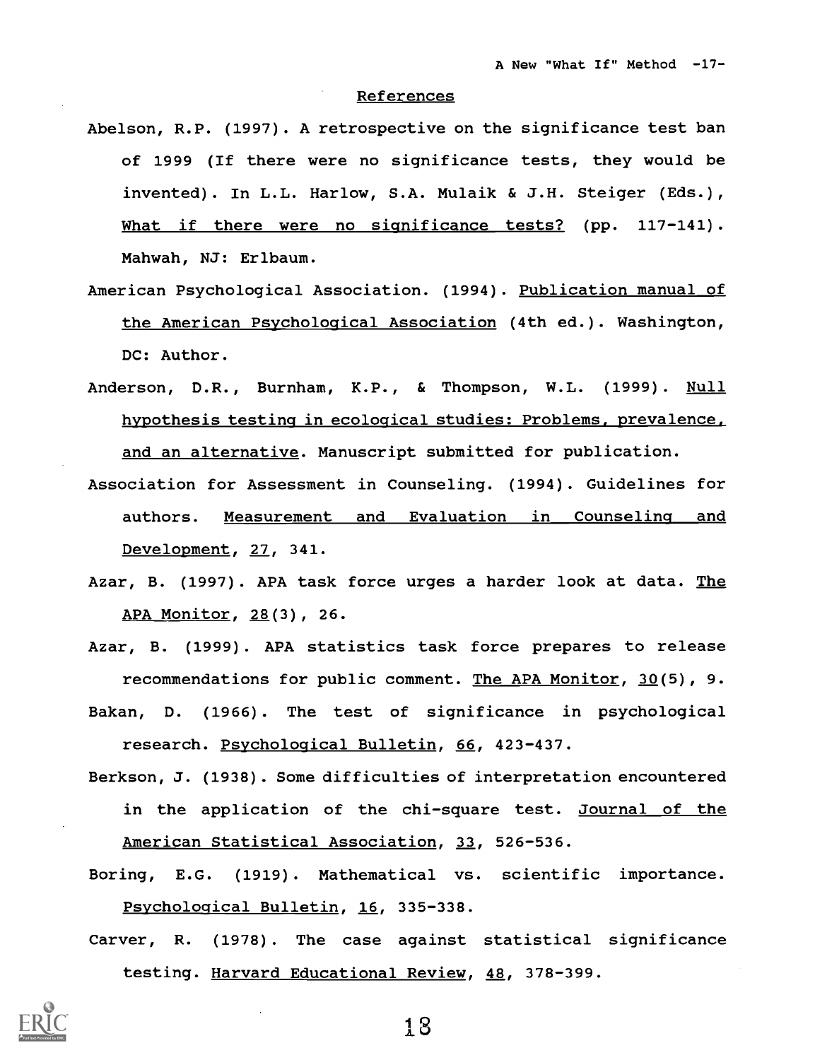## References

Abelson, R.P. (1997). A retrospective on the significance test ban of 1999 (If there were no significance tests, they would be invented). In L.L. Harlow, S.A. Mulaik & J.H. Steiger (Eds.), What if there were no significance tests? (pp. 117-141). Mahwah, NJ: Erlbaum.

American Psychological Association. (1994). Publication manual of the American Psychological Association (4th ed.). Washington, DC: Author.

Anderson, D.R., Burnham, K.P., & Thompson, W.L. (1999). Null hypothesis testing in ecological studies: Problems, prevalence, and an alternative. Manuscript submitted for publication.

Association for Assessment in Counseling. (1994). Guidelines for authors. Measurement and Evaluation in Counseling and Development, 27, 341.

Azar, B. (1997). APA task force urges a harder look at data. The APA Monitor, 28(3), 26.

Azar, B. (1999). APA statistics task force prepares to release recommendations for public comment. The APA Monitor, 30(5), 9.

Bakan, D. (1966). The test of significance in psychological research. Psychological Bulletin, 66, 423-437.

Berkson, J. (1938). Some difficulties of interpretation encountered in the application of the chi-square test. Journal of the American Statistical Association, 33, 526-536.

Boring, E.G. (1919). Mathematical vs. scientific importance. Psychological Bulletin, 16, 335-338.

Carver, R. (1978). The case against statistical significance testing. Harvard Educational Review, 48, 378-399.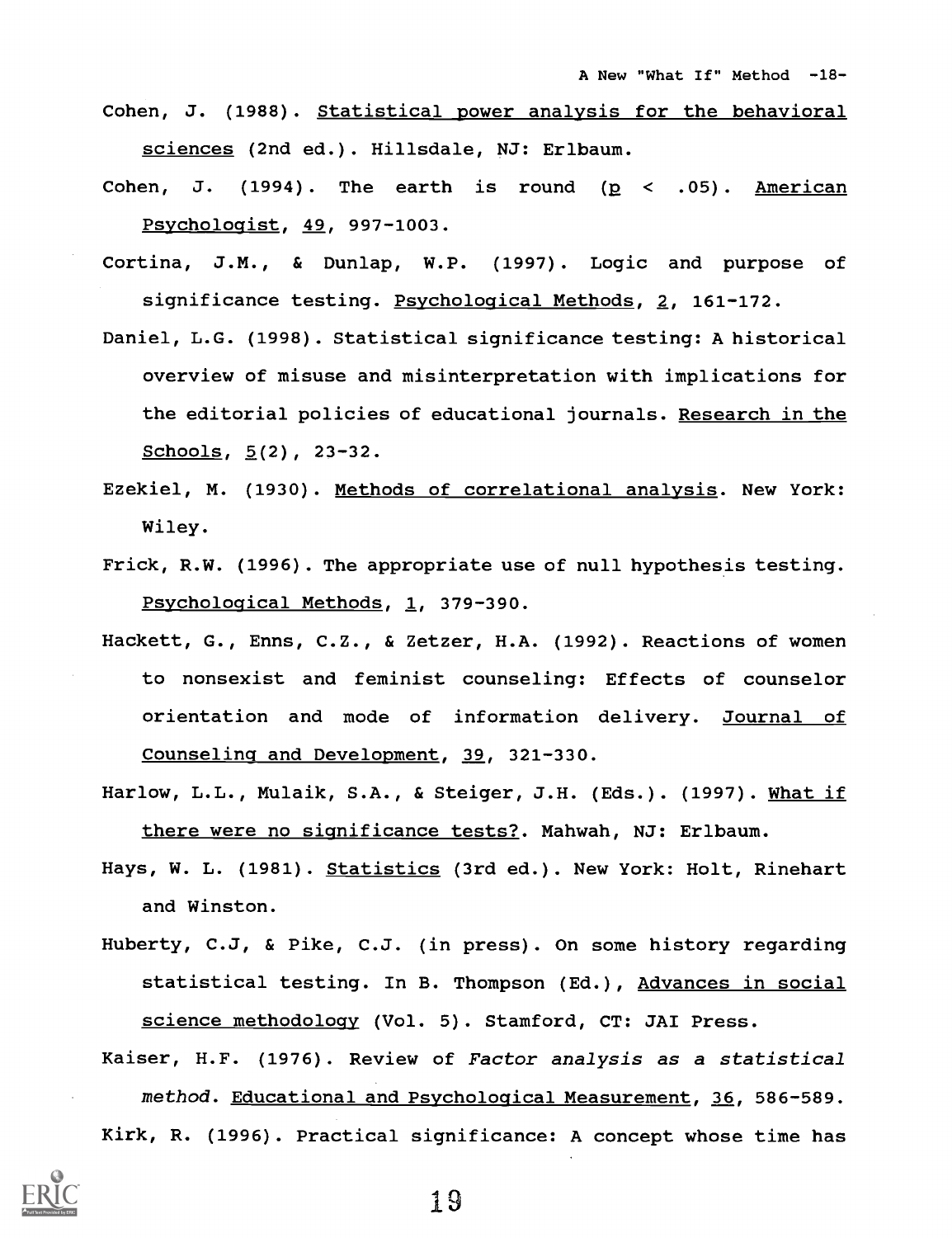Cohen, J. (1988). Statistical power analysis for the behavioral sciences (2nd ed.). Hillsdale, NJ: Erlbaum.

Cohen, J. (1994). The earth is round ($p < .05$). American Psychologist, 49, 997-1003.

Cortina, J.M., & Dunlap, W.P. (1997). Logic and purpose of significance testing. Psychological Methods, 2, 161-172.

Daniel, L.G. (1998). Statistical significance testing: A historical overview of misuse and misinterpretation with implications for the editorial policies of educational journals. Research in the Schools, 5(2), 23-32.

Ezekiel, M. (1930). Methods of correlational analysis. New York: Wiley.

Frick, R.W. (1996). The appropriate use of null hypothesis testing. Psychological Methods, 1, 379-390.

Hackett, G., Enns, C.Z., & Zetzer, H.A. (1992). Reactions of women to nonsexist and feminist counseling: Effects of counselor orientation and mode of information delivery. Journal of Counseling and Development, 39, 321-330.

Harlow, L.L., Mulaik, S.A., & Steiger, J.H. (Eds.). (1997). What if there were no significance tests?. Mahwah, NJ: Erlbaum.

Hays, W. L. (1981). Statistics (3rd ed.). New York: Holt, Rinehart and Winston.

Huberty, C.J, & Pike, C.J. (in press). On some history regarding statistical testing. In B. Thompson (Ed.), Advances in social science methodology (Vol. 5). Stamford, CT: JAI Press.

Kaiser, H.F. (1976). Review of *Factor analysis as a statistical method*. Educational and Psychological Measurement, 36, 586-589.

Kirk, R. (1996). Practical significance: A concept whose time has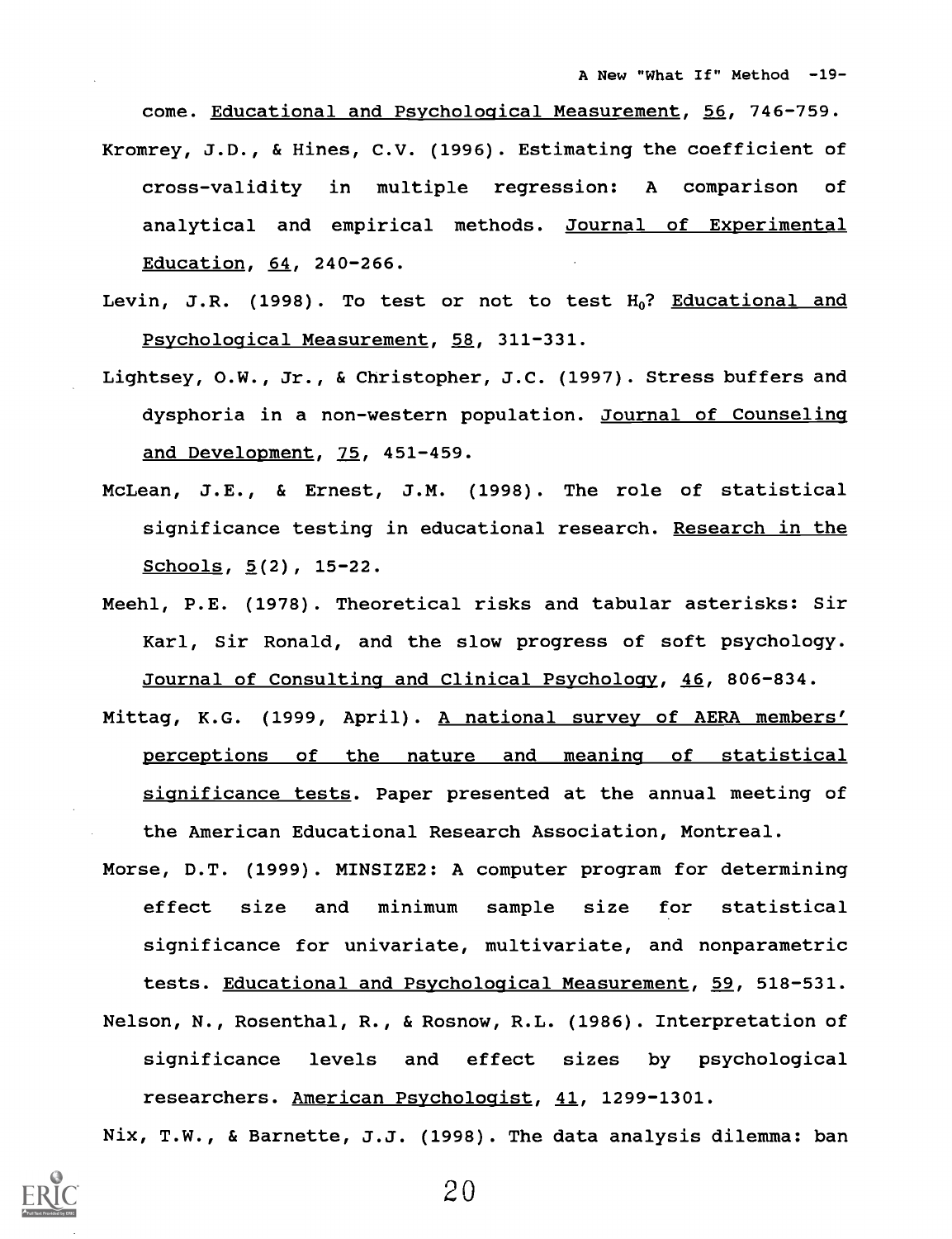come. Educational and Psychological Measurement, 56, 746-759.

Kromrey, J.D., & Hines, C.V. (1996). Estimating the coefficient of cross-validity in multiple regression: A comparison of analytical and empirical methods. Journal of Experimental Education, 64, 240-266.

Levin, J.R. (1998). To test or not to test $H_0$? Educational and Psychological Measurement, 58, 311-331.

Lightsey, O.W., Jr., & Christopher, J.C. (1997). Stress buffers and dysphoria in a non-western population. Journal of Counseling and Development, 75, 451-459.

McLean, J.E., & Ernest, J.M. (1998). The role of statistical significance testing in educational research. Research in the Schools, 5(2), 15-22.

Meehl, P.E. (1978). Theoretical risks and tabular asterisks: Sir Karl, Sir Ronald, and the slow progress of soft psychology. Journal of Consulting and Clinical Psychology, 46, 806-834.

Mittag, K.G. (1999, April). A national survey of AERA members' perceptions of the nature and meaning of statistical significance tests. Paper presented at the annual meeting of the American Educational Research Association, Montreal.

Morse, D.T. (1999). MINSIZE2: A computer program for determining effect size and minimum sample size for statistical significance for univariate, multivariate, and nonparametric tests. Educational and Psychological Measurement, 59, 518-531.

Nelson, N., Rosenthal, R., & Rosnow, R.L. (1986). Interpretation of significance levels and effect sizes by psychological researchers. American Psychologist, 41, 1299-1301.

Nix, T.W., & Barnette, J.J. (1998). The data analysis dilemma: ban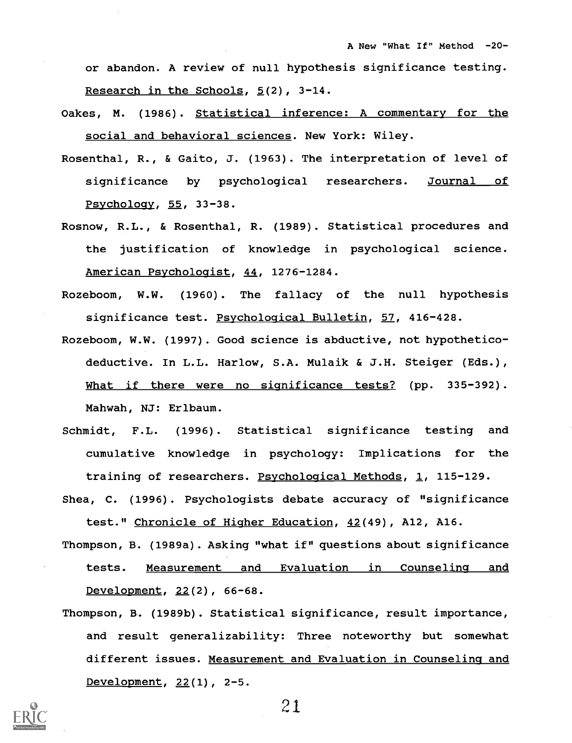or abandon. A review of null hypothesis significance testing. Research in the Schools, 5(2), 3-14.

Oakes, M. (1986). Statistical inference: A commentary for the social and behavioral sciences. New York: Wiley.

Rosenthal, R., & Gaito, J. (1963). The interpretation of level of significance by psychological researchers. Journal of Psychology, 55, 33-38.

Rosnow, R.L., & Rosenthal, R. (1989). Statistical procedures and the justification of knowledge in psychological science. American Psychologist, 44, 1276-1284.

Rozeboom, W.W. (1960). The fallacy of the null hypothesis significance test. Psychological Bulletin, 57, 416-428.

Rozeboom, W.W. (1997). Good science is abductive, not hypothetico-deductive. In L.L. Harlow, S.A. Mulaik & J.H. Steiger (Eds.), What if there were no significance tests? (pp. 335-392). Mahwah, NJ: Erlbaum.

Schmidt, F.L. (1996). Statistical significance testing and cumulative knowledge in psychology: Implications for the training of researchers. Psychological Methods, 1, 115-129.

Shea, C. (1996). Psychologists debate accuracy of "significance test." Chronicle of Higher Education, 42(49), A12, A16.

Thompson, B. (1989a). Asking "what if" questions about significance tests. Measurement and Evaluation in Counseling and Development, 22(2), 66-68.

Thompson, B. (1989b). Statistical significance, result importance, and result generalizability: Three noteworthy but somewhat different issues. Measurement and Evaluation in Counseling and Development, 22(1), 2-5.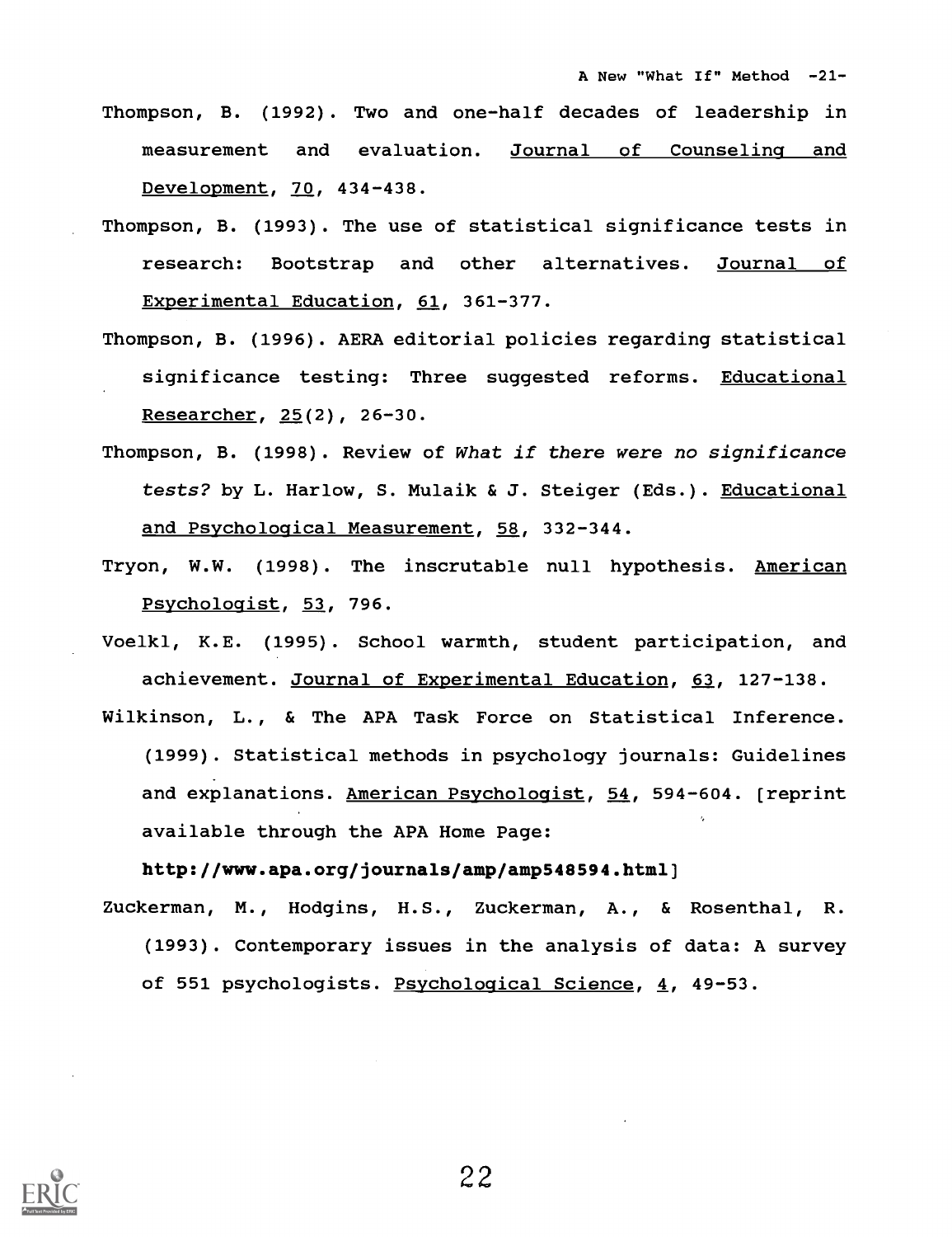Thompson, B. (1992). Two and one-half decades of leadership in measurement and evaluation. Journal of Counseling and Development, 70, 434-438.

Thompson, B. (1993). The use of statistical significance tests in research: Bootstrap and other alternatives. Journal of Experimental Education, 61, 361-377.

Thompson, B. (1996). AERA editorial policies regarding statistical significance testing: Three suggested reforms. Educational Researcher, 25(2), 26-30.

Thompson, B. (1998). Review of *What if there were no significance tests?* by L. Harlow, S. Mulaik & J. Steiger (Eds.). Educational and Psychological Measurement, 58, 332-344.

Tryon, W.W. (1998). The inscrutable null hypothesis. American Psychologist, 53, 796.

Voelkl, K.E. (1995). School warmth, student participation, and achievement. Journal of Experimental Education, 63, 127-138.

Wilkinson, L., & The APA Task Force on Statistical Inference. (1999). Statistical methods in psychology journals: Guidelines and explanations. American Psychologist, 54, 594-604. [reprint available through the APA Home Page: **http://www.apa.org/journals/amp/amp548594.html**]

Zuckerman, M., Hodgins, H.S., Zuckerman, A., & Rosenthal, R. (1993). Contemporary issues in the analysis of data: A survey of 551 psychologists. Psychological Science, 4, 49-53.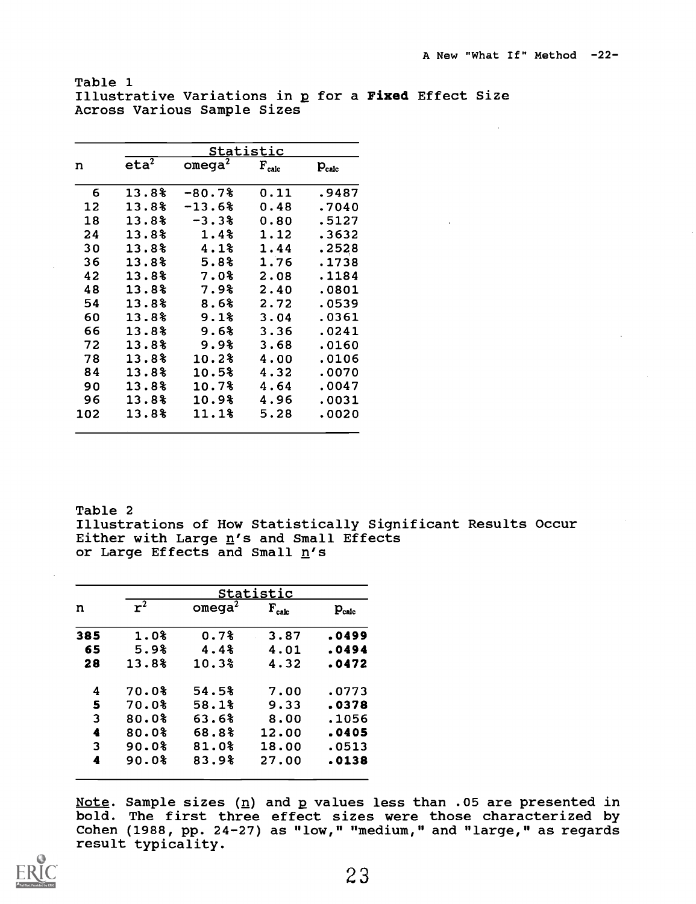Table 1
Illustrative Variations in *p* for a **Fixed** Effect Size Across Various Sample Sizes

| | Statistic | | | |
|---|---|---|---|---|
| n | $eta^2$ | $omega^2$ | $F_{calc}$ | $p_{calc}$ |
| 6 | 13.8% | -80.7% | 0.11 | .9487 |
| 12 | 13.8% | -13.6% | 0.48 | .7040 |
| 18 | 13.8% | -3.3% | 0.80 | .5127 |
| 24 | 13.8% | 1.4% | 1.12 | .3632 |
| 30 | 13.8% | 4.1% | 1.44 | .2528 |
| 36 | 13.8% | 5.8% | 1.76 | .1738 |
| 42 | 13.8% | 7.0% | 2.08 | .1184 |
| 48 | 13.8% | 7.9% | 2.40 | .0801 |
| 54 | 13.8% | 8.6% | 2.72 | .0539 |
| 60 | 13.8% | 9.1% | 3.04 | .0361 |
| 66 | 13.8% | 9.6% | 3.36 | .0241 |
| 72 | 13.8% | 9.9% | 3.68 | .0160 |
| 78 | 13.8% | 10.2% | 4.00 | .0106 |
| 84 | 13.8% | 10.5% | 4.32 | .0070 |
| 90 | 13.8% | 10.7% | 4.64 | .0047 |
| 96 | 13.8% | 10.9% | 4.96 | .0031 |
| 102 | 13.8% | 11.1% | 5.28 | .0020 |

Table 2
Illustrations of How Statistically Significant Results Occur Either with Large *n*'s and Small Effects or Large Effects and Small *n*'s

| | Statistic | | | |
|---|---|---|---|---|
| n | $r^2$ | $omega^2$ | $F_{calc}$ | $p_{calc}$ |
| **385** | 1.0% | 0.7% | 3.87 | **.0499** |
| **65** | 5.9% | 4.4% | 4.01 | **.0494** |
| **28** | 13.8% | 10.3% | 4.32 | **.0472** |
| 4 | 70.0% | 54.5% | 7.00 | .0773 |
| **5** | 70.0% | 58.1% | 9.33 | **.0378** |
| 3 | 80.0% | 63.6% | 8.00 | .1056 |
| **4** | 80.0% | 68.8% | 12.00 | **.0405** |
| 3 | 90.0% | 81.0% | 18.00 | .0513 |
| **4** | 90.0% | 83.9% | 27.00 | **.0138** |

Note. Sample sizes (*n*) and *p* values less than .05 are presented in bold. The first three effect sizes were those characterized by Cohen (1988, pp. 24-27) as "low," "medium," and "large," as regards result typicality.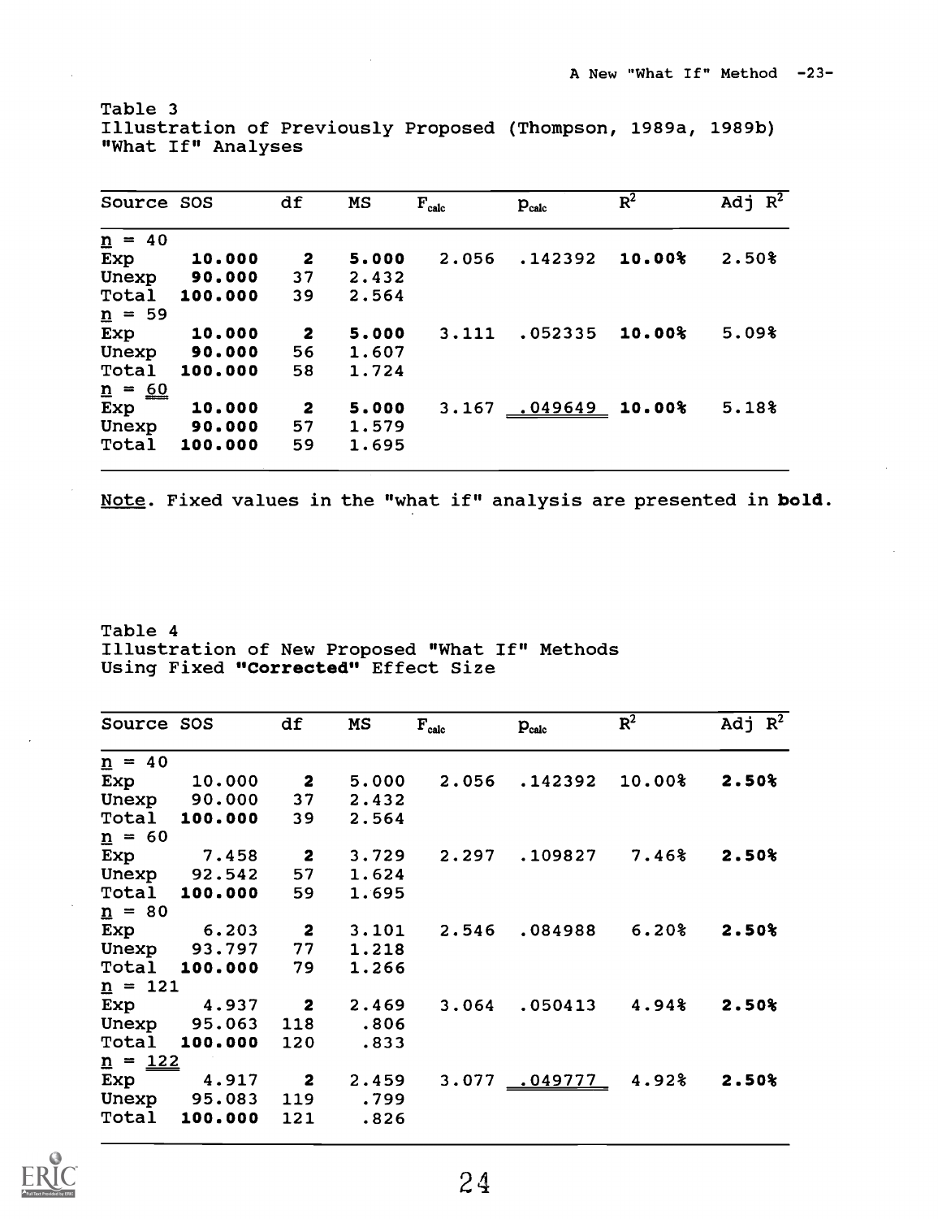Table 3
Illustration of Previously Proposed (Thompson, 1989a, 1989b) "What If" Analyses

| Source | SOS | df | MS | $F_{calc}$ | $p_{calc}$ | $R^2$ | Adj $R^2$ |
|---|---|---|---|---|---|---|---|
| *n* = 40 | | | | | | | |
| Exp | **10.000** | **2** | **5.000** | 2.056 | .142392 | **10.00%** | 2.50% |
| Unexp | **90.000** | 37 | 2.432 | | | | |
| Total | **100.000** | 39 | 2.564 | | | | |
| *n* = 59 | | | | | | | |
| Exp | **10.000** | **2** | **5.000** | 3.111 | .052335 | **10.00%** | 5.09% |
| Unexp | **90.000** | 56 | 1.607 | | | | |
| Total | **100.000** | 58 | 1.724 | | | | |
| *n* = 60 | | | | | | | |
| Exp | **10.000** | **2** | **5.000** | 3.167 | .049649 | **10.00%** | 5.18% |
| Unexp | **90.000** | 57 | 1.579 | | | | |
| Total | **100.000** | 59 | 1.695 | | | | |

*Note*. Fixed values in the "what if" analysis are presented in **bold**.

Table 4
Illustration of New Proposed "What If" Methods Using Fixed **"Corrected"** Effect Size

| Source | SOS | df | MS | $F_{calc}$ | $p_{calc}$ | $R^2$ | Adj $R^2$ |
|---|---|---|---|---|---|---|---|
| *n* = 40 | | | | | | | |
| Exp | 10.000 | **2** | 5.000 | 2.056 | .142392 | 10.00% | **2.50%** |
| Unexp | 90.000 | 37 | 2.432 | | | | |
| Total | **100.000** | 39 | 2.564 | | | | |
| *n* = 60 | | | | | | | |
| Exp | 7.458 | **2** | 3.729 | 2.297 | .109827 | 7.46% | **2.50%** |
| Unexp | 92.542 | 57 | 1.624 | | | | |
| Total | **100.000** | 59 | 1.695 | | | | |
| *n* = 80 | | | | | | | |
| Exp | 6.203 | **2** | 3.101 | 2.546 | .084988 | 6.20% | **2.50%** |
| Unexp | 93.797 | 77 | 1.218 | | | | |
| Total | **100.000** | 79 | 1.266 | | | | |
| *n* = 121 | | | | | | | |
| Exp | 4.937 | **2** | 2.469 | 3.064 | .050413 | 4.94% | **2.50%** |
| Unexp | 95.063 | 118 | .806 | | | | |
| Total | **100.000** | 120 | .833 | | | | |
| *n* = 122 | | | | | | | |
| Exp | 4.917 | **2** | 2.459 | 3.077 | .049777 | 4.92% | **2.50%** |
| Unexp | 95.083 | 119 | .799 | | | | |
| Total | **100.000** | 121 | .826 | | | | |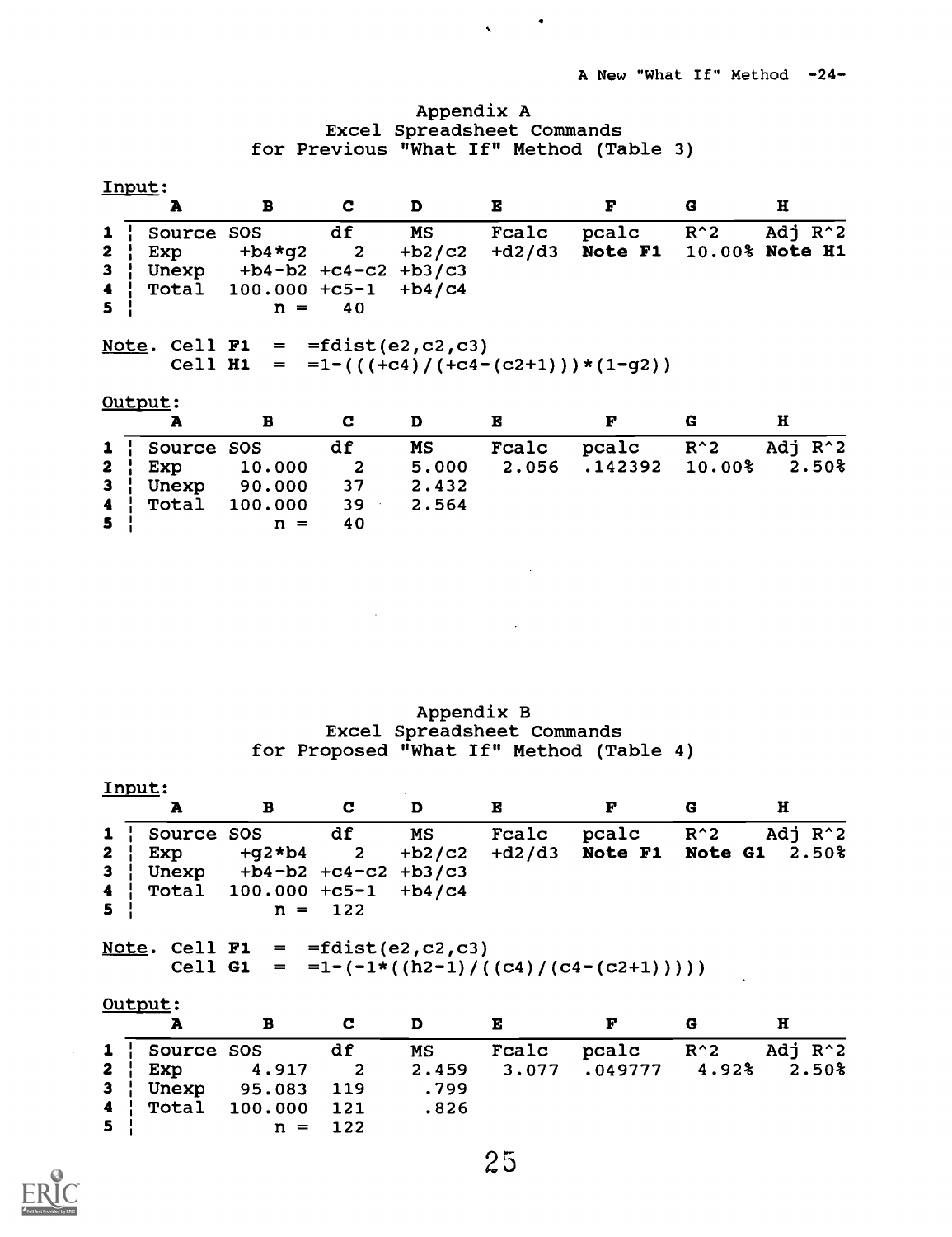# Appendix A
## Excel Spreadsheet Commands
## for Previous "What If" Method (Table 3)

Input:

| | A | B | C | D | E | F | G | H |
|---|---|---|---|---|---|---|---|---|
| 1 | Source | SOS | df | MS | Fcalc | pcalc | R^2 | Adj R^2 |
| 2 | Exp | +b4*g2 | 2 | +b2/c2 | +d2/d3 | **Note F1** | 10.00% | **Note H1** |
| 3 | Unexp | +b4-b2 | +c4-c2 | +b3/c3 | | | | |
| 4 | Total | 100.000 | +c5-1 | +b4/c4 | | | | |
| 5 | | n = | 40 | | | | | |

Note. Cell **F1** = =fdist(e2,c2,c3)
Cell **H1** = =1-(((+c4)/(+c4-(c2+1)))*(1-g2))

Output:

| | A | B | C | D | E | F | G | H |
|---|---|---|---|---|---|---|---|---|
| 1 | Source | SOS | df | MS | Fcalc | pcalc | R^2 | Adj R^2 |
| 2 | Exp | 10.000 | 2 | 5.000 | 2.056 | .142392 | 10.00% | 2.50% |
| 3 | Unexp | 90.000 | 37 | 2.432 | | | | |
| 4 | Total | 100.000 | 39 | 2.564 | | | | |
| 5 | | n = | 40 | | | | | |

# Appendix B
## Excel Spreadsheet Commands
## for Proposed "What If" Method (Table 4)

Input:

| | A | B | C | D | E | F | G | H |
|---|---|---|---|---|---|---|---|---|
| 1 | Source | SOS | df | MS | Fcalc | pcalc | R^2 | Adj R^2 |
| 2 | Exp | +g2*b4 | 2 | +b2/c2 | +d2/d3 | **Note F1** | **Note G1** | 2.50% |
| 3 | Unexp | +b4-b2 | +c4-c2 | +b3/c3 | | | | |
| 4 | Total | 100.000 | +c5-1 | +b4/c4 | | | | |
| 5 | | n = | 122 | | | | | |

Note. Cell **F1** = =fdist(e2,c2,c3)
Cell **G1** = =1-(-1*((h2-1)/((c4)/(c4-(c2+1)))))

Output:

| | A | B | C | D | E | F | G | H |
|---|---|---|---|---|---|---|---|---|
| 1 | Source | SOS | df | MS | Fcalc | pcalc | R^2 | Adj R^2 |
| 2 | Exp | 4.917 | 2 | 2.459 | 3.077 | .049777 | 4.92% | 2.50% |
| 3 | Unexp | 95.083 | 119 | .799 | | | | |
| 4 | Total | 100.000 | 121 | .826 | | | | |
| 5 | | n = | 122 | | | | | |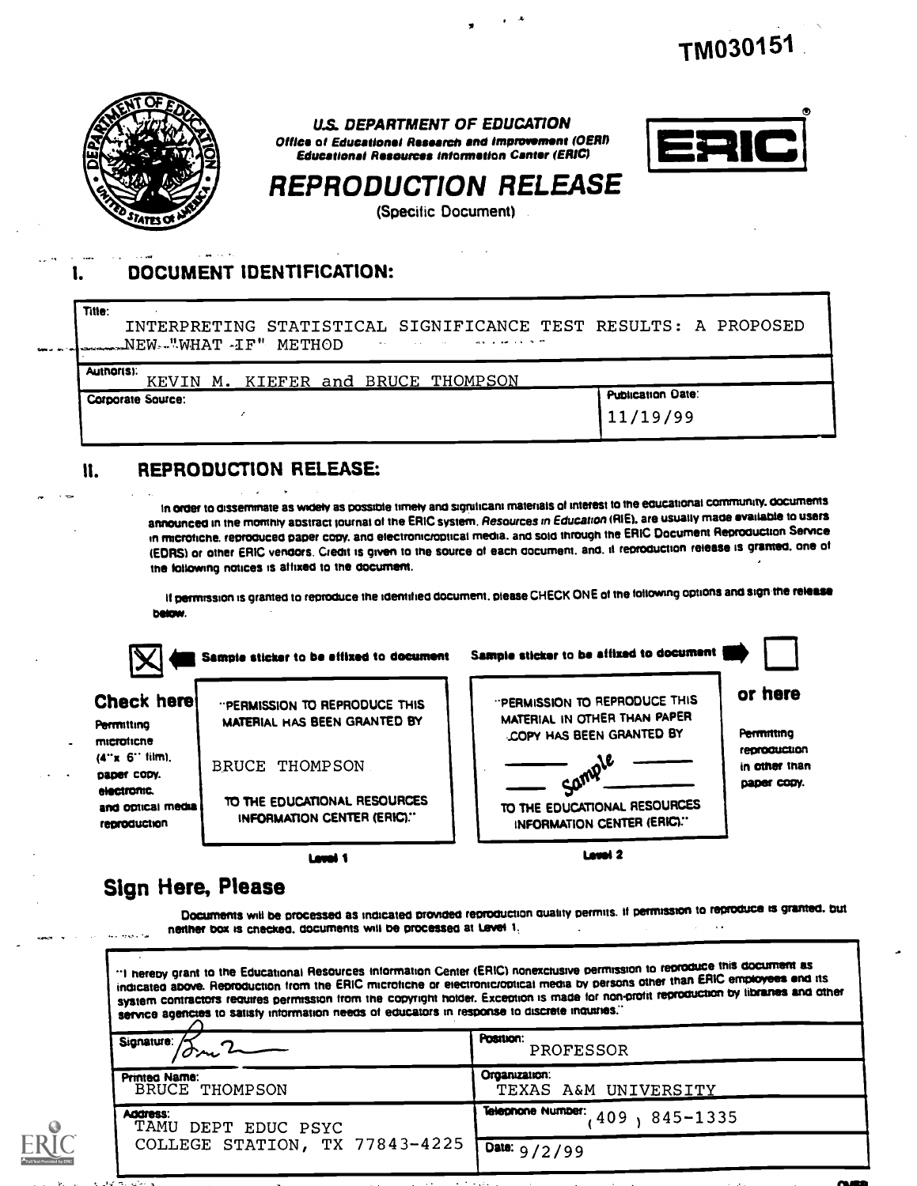TM030151

U.S. DEPARTMENT OF EDUCATION
Office of Educational Research and Improvement (OERI)
Educational Resources Information Center (ERIC)

# REPRODUCTION RELEASE

(Specific Document)

## I. DOCUMENT IDENTIFICATION:

| | |
|---|---|
| Title: INTERPRETING STATISTICAL SIGNIFICANCE TEST RESULTS: A PROPOSED NEW "WHAT IF" METHOD | |
| Author(s): KEVIN M. KIEFER and BRUCE THOMPSON | |
| Corporate Source: | Publication Date: 11/19/99 |

## II. REPRODUCTION RELEASE:

In order to disseminate as widely as possible timely and significant materials of interest to the educational community, documents announced in the monthly abstract journal of the ERIC system, *Resources in Education* (RIE), are usually made available to users in microfiche, reproduced paper copy, and electronic/optical media, and sold through the ERIC Document Reproduction Service (EDRS) or other ERIC vendors. Credit is given to the source of each document, and, if reproduction release is granted, one of the following notices is affixed to the document.

If permission is granted to reproduce the identified document, please CHECK ONE of the following options and sign the release below.

[X] Sample sticker to be affixed to document — Sample sticker to be affixed to document [ ]

**Check here**
Permitting microfiche (4"x 6" film), paper copy, electronic, and optical media reproduction

"PERMISSION TO REPRODUCE THIS MATERIAL HAS BEEN GRANTED BY
BRUCE THOMPSON
TO THE EDUCATIONAL RESOURCES INFORMATION CENTER (ERIC)."

Level 1

"PERMISSION TO REPRODUCE THIS MATERIAL IN OTHER THAN PAPER COPY HAS BEEN GRANTED BY
Sample
TO THE EDUCATIONAL RESOURCES INFORMATION CENTER (ERIC)."

Level 2

**or here**
Permitting reproduction in other than paper copy.

## Sign Here, Please

Documents will be processed as indicated provided reproduction quality permits. If permission to reproduce is granted, but neither box is checked, documents will be processed at Level 1.

"I hereby grant to the Educational Resources Information Center (ERIC) nonexclusive permission to reproduce this document as indicated above. Reproduction from the ERIC microfiche or electronic/optical media by persons other than ERIC employees and its system contractors requires permission from the copyright holder. Exception is made for non-profit reproduction by libraries and other service agencies to satisfy information needs of educators in response to discrete inquiries."

| | |
|---|---|
| Signature: | Position: PROFESSOR |
| Printed Name: BRUCE THOMPSON | Organization: TEXAS A&M UNIVERSITY |
| Address: TAMU DEPT EDUC PSYC COLLEGE STATION, TX 77843-4225 | Telephone Number: (409) 845-1335 |
| | Date: 9/2/99 |